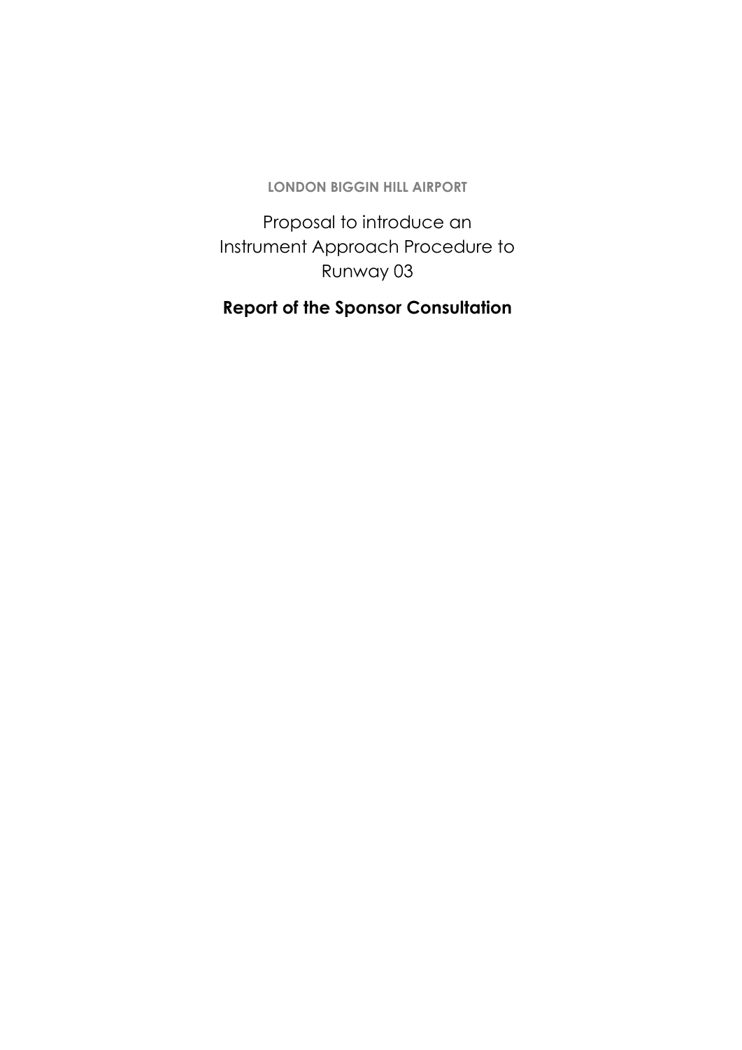**LONDON BIGGIN HILL AIRPORT**

# Proposal to introduce an Instrument Approach Procedure to Runway 03

## Report of the Sponsor Consultation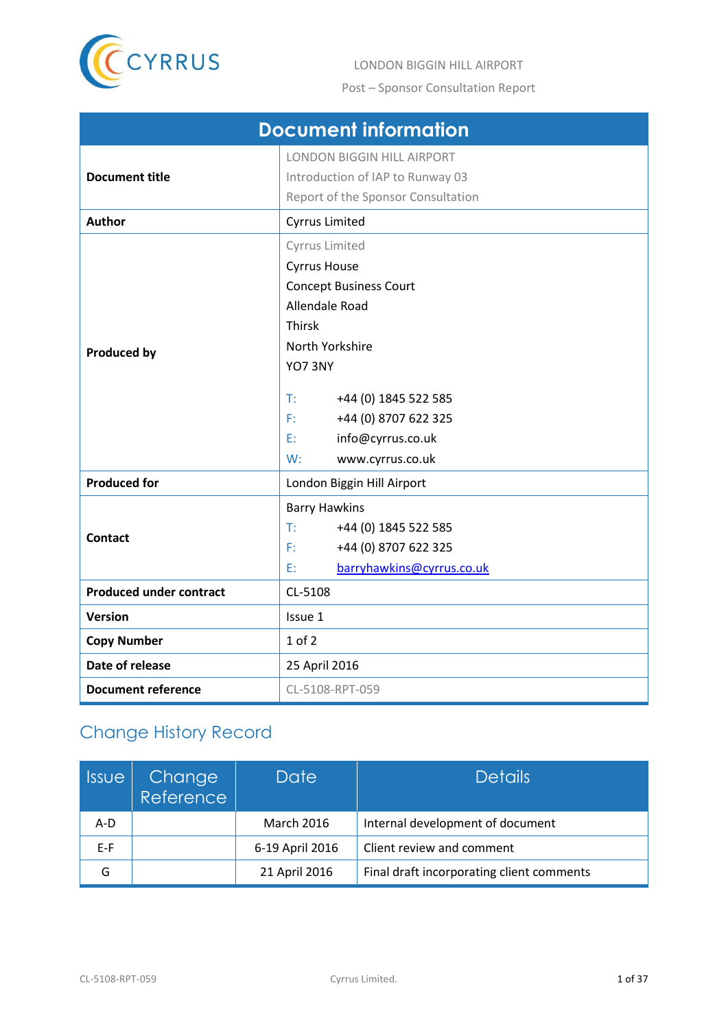# Document information

| | |
|---|---|
| **Document title** | LONDON BIGGIN HILL AIRPORT<br>Introduction of IAP to Runway 03<br>Report of the Sponsor Consultation |
| **Author** | Cyrrus Limited |
| **Produced by** | Cyrrus Limited<br>Cyrrus House<br>Concept Business Court<br>Allendale Road<br>Thirsk<br>North Yorkshire<br>YO7 3NY<br><br>T: +44 (0) 1845 522 585<br>F: +44 (0) 8707 622 325<br>E: info@cyrrus.co.uk<br>W: www.cyrrus.co.uk |
| **Produced for** | London Biggin Hill Airport |
| **Contact** | Barry Hawkins<br>T: +44 (0) 1845 522 585<br>F: +44 (0) 8707 622 325<br>E: barryhawkins@cyrrus.co.uk |
| **Produced under contract** | CL-5108 |
| **Version** | Issue 1 |
| **Copy Number** | 1 of 2 |
| **Date of release** | 25 April 2016 |
| **Document reference** | CL-5108-RPT-059 |

## Change History Record

| Issue | Change Reference | Date | Details |
|---|---|---|---|
| A-D | | March 2016 | Internal development of document |
| E-F | | 6-19 April 2016 | Client review and comment |
| G | | 21 April 2016 | Final draft incorporating client comments |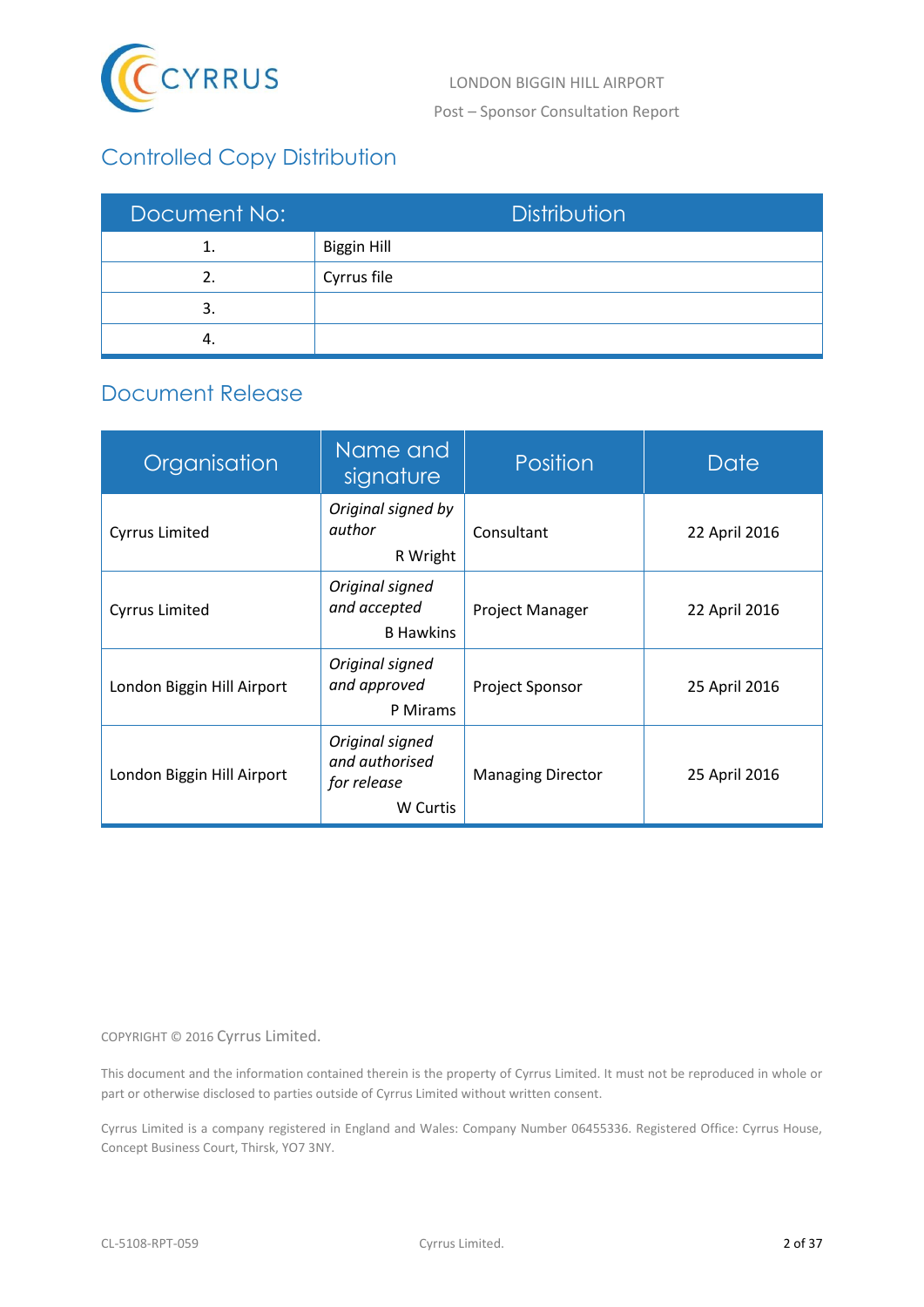## Controlled Copy Distribution

| Document No: | Distribution |
|---|---|
| 1. | Biggin Hill |
| 2. | Cyrrus file |
| 3. | |
| 4. | |

## Document Release

| Organisation | Name and signature | Position | Date |
|---|---|---|---|
| Cyrrus Limited | *Original signed by author* R Wright | Consultant | 22 April 2016 |
| Cyrrus Limited | *Original signed and accepted* B Hawkins | Project Manager | 22 April 2016 |
| London Biggin Hill Airport | *Original signed and approved* P Mirams | Project Sponsor | 25 April 2016 |
| London Biggin Hill Airport | *Original signed and authorised for release* W Curtis | Managing Director | 25 April 2016 |

COPYRIGHT © 2016 Cyrrus Limited.

This document and the information contained therein is the property of Cyrrus Limited. It must not be reproduced in whole or part or otherwise disclosed to parties outside of Cyrrus Limited without written consent.

Cyrrus Limited is a company registered in England and Wales: Company Number 06455336. Registered Office: Cyrrus House, Concept Business Court, Thirsk, YO7 3NY.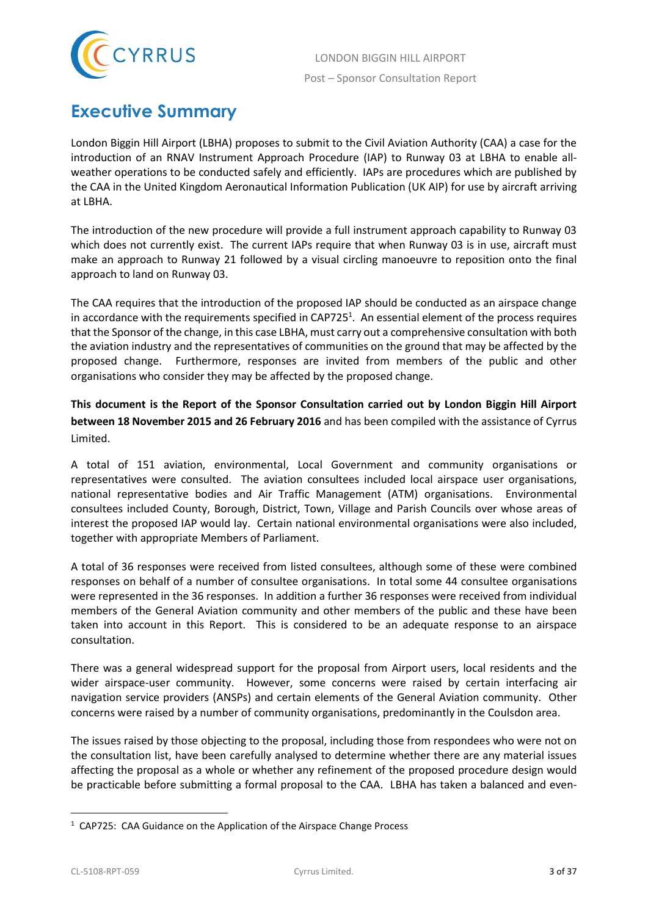# Executive Summary

London Biggin Hill Airport (LBHA) proposes to submit to the Civil Aviation Authority (CAA) a case for the introduction of an RNAV Instrument Approach Procedure (IAP) to Runway 03 at LBHA to enable all-weather operations to be conducted safely and efficiently. IAPs are procedures which are published by the CAA in the United Kingdom Aeronautical Information Publication (UK AIP) for use by aircraft arriving at LBHA.

The introduction of the new procedure will provide a full instrument approach capability to Runway 03 which does not currently exist. The current IAPs require that when Runway 03 is in use, aircraft must make an approach to Runway 21 followed by a visual circling manoeuvre to reposition onto the final approach to land on Runway 03.

The CAA requires that the introduction of the proposed IAP should be conducted as an airspace change in accordance with the requirements specified in CAP725[1]. An essential element of the process requires that the Sponsor of the change, in this case LBHA, must carry out a comprehensive consultation with both the aviation industry and the representatives of communities on the ground that may be affected by the proposed change. Furthermore, responses are invited from members of the public and other organisations who consider they may be affected by the proposed change.

**This document is the Report of the Sponsor Consultation carried out by London Biggin Hill Airport between 18 November 2015 and 26 February 2016** and has been compiled with the assistance of Cyrrus Limited.

A total of 151 aviation, environmental, Local Government and community organisations or representatives were consulted. The aviation consultees included local airspace user organisations, national representative bodies and Air Traffic Management (ATM) organisations. Environmental consultees included County, Borough, District, Town, Village and Parish Councils over whose areas of interest the proposed IAP would lay. Certain national environmental organisations were also included, together with appropriate Members of Parliament.

A total of 36 responses were received from listed consultees, although some of these were combined responses on behalf of a number of consultee organisations. In total some 44 consultee organisations were represented in the 36 responses. In addition a further 36 responses were received from individual members of the General Aviation community and other members of the public and these have been taken into account in this Report. This is considered to be an adequate response to an airspace consultation.

There was a general widespread support for the proposal from Airport users, local residents and the wider airspace-user community. However, some concerns were raised by certain interfacing air navigation service providers (ANSPs) and certain elements of the General Aviation community. Other concerns were raised by a number of community organisations, predominantly in the Coulsdon area.

The issues raised by those objecting to the proposal, including those from respondees who were not on the consultation list, have been carefully analysed to determine whether there are any material issues affecting the proposal as a whole or whether any refinement of the proposed procedure design would be practicable before submitting a formal proposal to the CAA. LBHA has taken a balanced and even-

[1] CAP725: CAA Guidance on the Application of the Airspace Change Process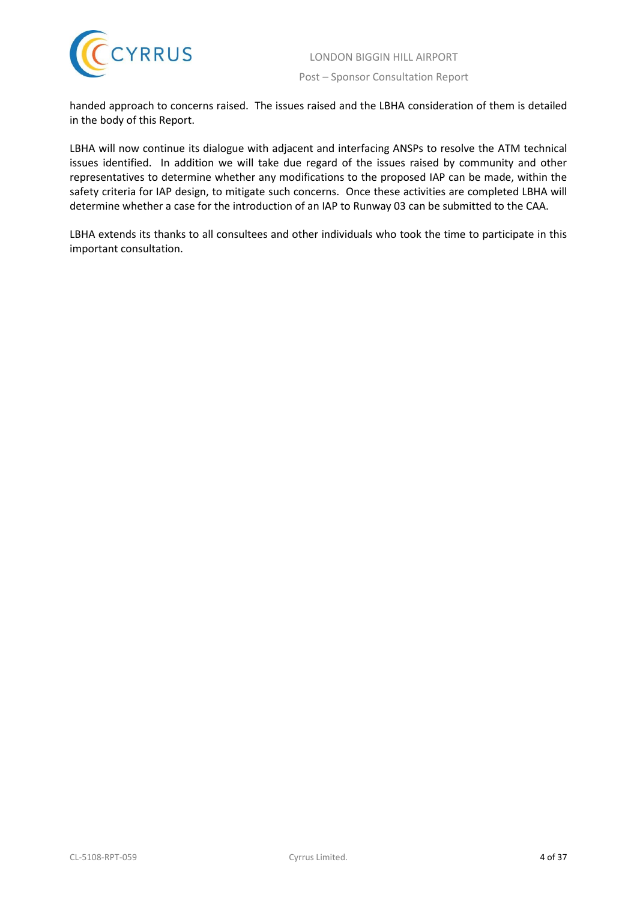handed approach to concerns raised. The issues raised and the LBHA consideration of them is detailed in the body of this Report.

LBHA will now continue its dialogue with adjacent and interfacing ANSPs to resolve the ATM technical issues identified. In addition we will take due regard of the issues raised by community and other representatives to determine whether any modifications to the proposed IAP can be made, within the safety criteria for IAP design, to mitigate such concerns. Once these activities are completed LBHA will determine whether a case for the introduction of an IAP to Runway 03 can be submitted to the CAA.

LBHA extends its thanks to all consultees and other individuals who took the time to participate in this important consultation.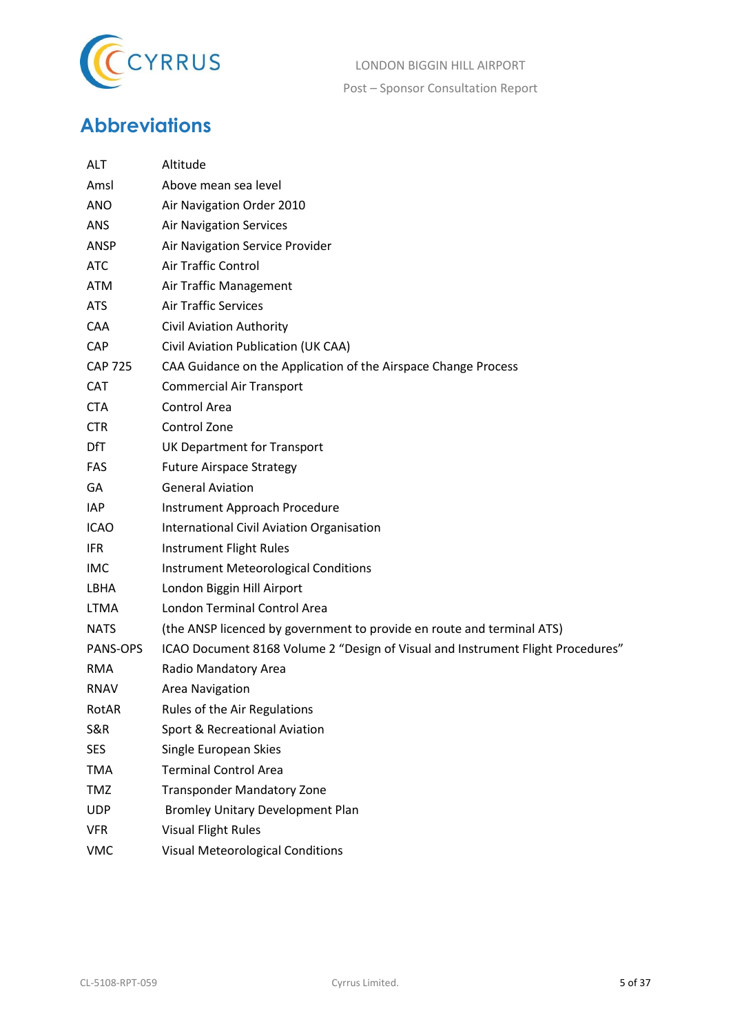# Abbreviations

| | |
|---|---|
| ALT | Altitude |
| Amsl | Above mean sea level |
| ANO | Air Navigation Order 2010 |
| ANS | Air Navigation Services |
| ANSP | Air Navigation Service Provider |
| ATC | Air Traffic Control |
| ATM | Air Traffic Management |
| ATS | Air Traffic Services |
| CAA | Civil Aviation Authority |
| CAP | Civil Aviation Publication (UK CAA) |
| CAP 725 | CAA Guidance on the Application of the Airspace Change Process |
| CAT | Commercial Air Transport |
| CTA | Control Area |
| CTR | Control Zone |
| DfT | UK Department for Transport |
| FAS | Future Airspace Strategy |
| GA | General Aviation |
| IAP | Instrument Approach Procedure |
| ICAO | International Civil Aviation Organisation |
| IFR | Instrument Flight Rules |
| IMC | Instrument Meteorological Conditions |
| LBHA | London Biggin Hill Airport |
| LTMA | London Terminal Control Area |
| NATS | (the ANSP licenced by government to provide en route and terminal ATS) |
| PANS-OPS | ICAO Document 8168 Volume 2 "Design of Visual and Instrument Flight Procedures" |
| RMA | Radio Mandatory Area |
| RNAV | Area Navigation |
| RotAR | Rules of the Air Regulations |
| S&R | Sport & Recreational Aviation |
| SES | Single European Skies |
| TMA | Terminal Control Area |
| TMZ | Transponder Mandatory Zone |
| UDP | Bromley Unitary Development Plan |
| VFR | Visual Flight Rules |
| VMC | Visual Meteorological Conditions |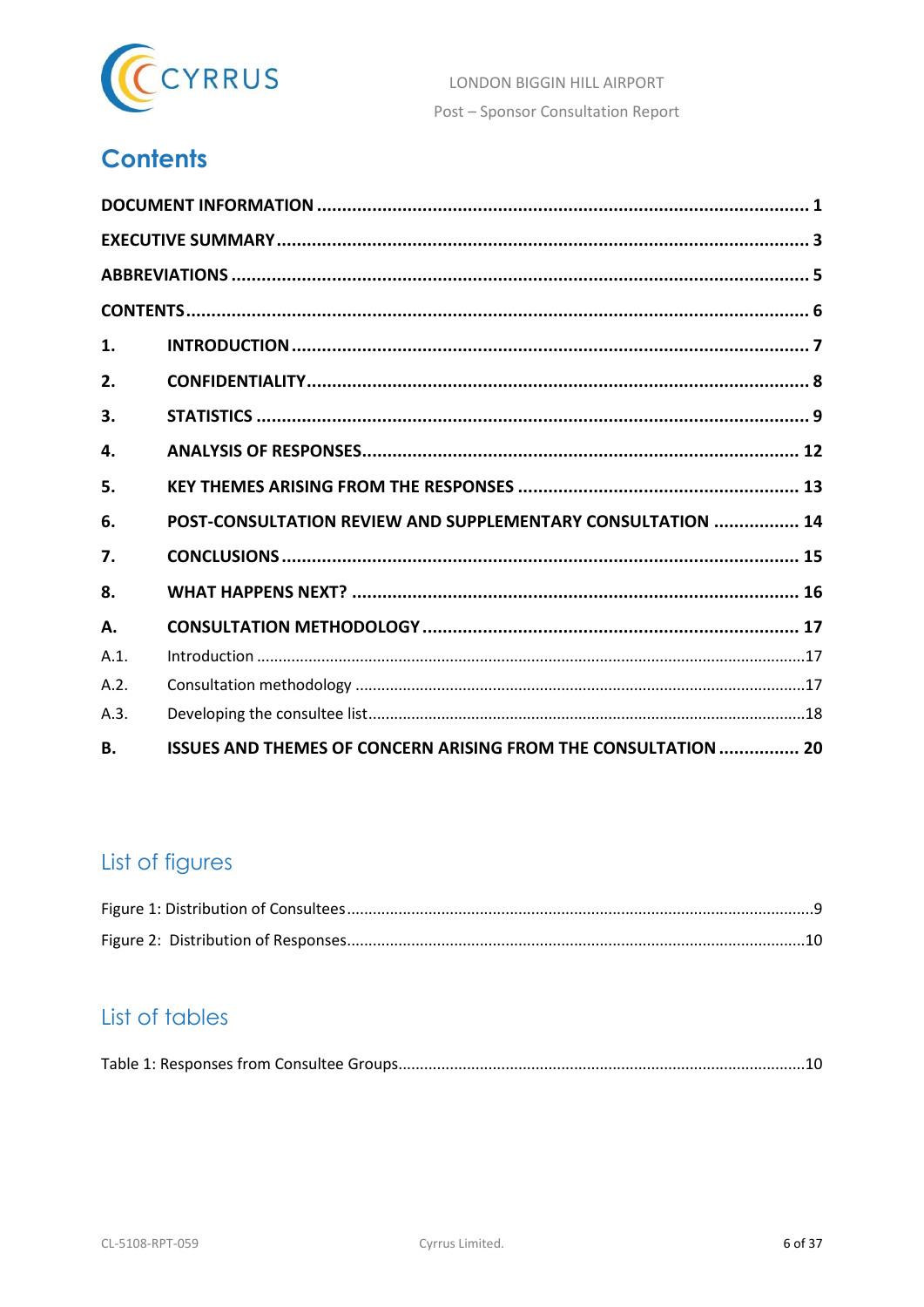# Contents

DOCUMENT INFORMATION ....................................................................................................... 1

EXECUTIVE SUMMARY .......................................................................................................... 3

ABBREVIATIONS ................................................................................................................... 5

CONTENTS ............................................................................................................................. 6

1. INTRODUCTION ....................................................................................................... 7

2. CONFIDENTIALITY .................................................................................................... 8

3. STATISTICS ............................................................................................................... 9

4. ANALYSIS OF RESPONSES ...................................................................................... 12

5. KEY THEMES ARISING FROM THE RESPONSES ......................................................... 13

6. POST-CONSULTATION REVIEW AND SUPPLEMENTARY CONSULTATION ................. 14

7. CONCLUSIONS ........................................................................................................ 15

8. WHAT HAPPENS NEXT? .......................................................................................... 16

A. CONSULTATION METHODOLOGY ............................................................................ 17

A.1. Introduction ............................................................................................................ 17

A.2. Consultation methodology ....................................................................................... 17

A.3. Developing the consultee list .................................................................................... 18

B. ISSUES AND THEMES OF CONCERN ARISING FROM THE CONSULTATION ................ 20

## List of figures

Figure 1: Distribution of Consultees .............................................................................................. 9

Figure 2: Distribution of Responses ............................................................................................. 10

## List of tables

Table 1: Responses from Consultee Groups .................................................................................. 10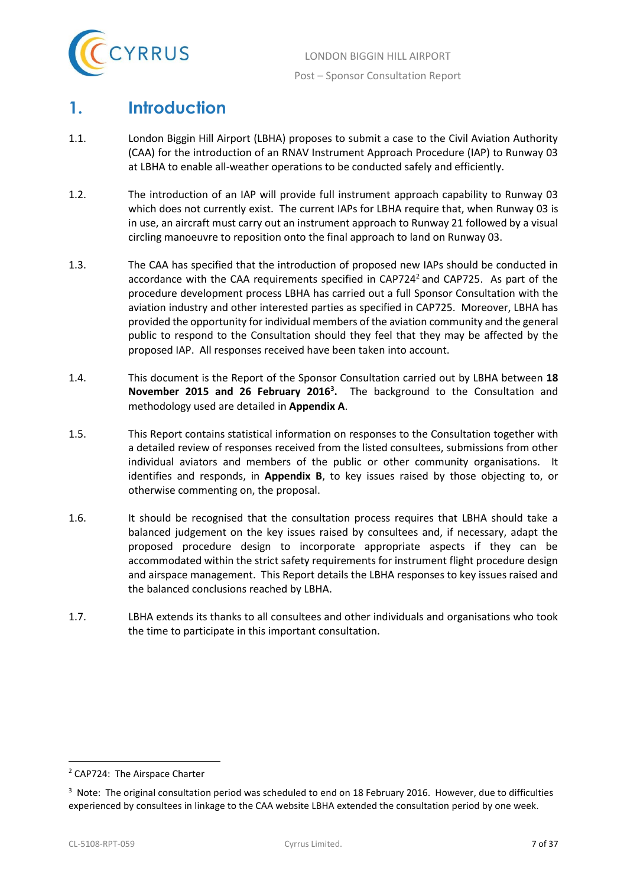# 1. Introduction

1.1. London Biggin Hill Airport (LBHA) proposes to submit a case to the Civil Aviation Authority (CAA) for the introduction of an RNAV Instrument Approach Procedure (IAP) to Runway 03 at LBHA to enable all-weather operations to be conducted safely and efficiently.

1.2. The introduction of an IAP will provide full instrument approach capability to Runway 03 which does not currently exist. The current IAPs for LBHA require that, when Runway 03 is in use, an aircraft must carry out an instrument approach to Runway 21 followed by a visual circling manoeuvre to reposition onto the final approach to land on Runway 03.

1.3. The CAA has specified that the introduction of proposed new IAPs should be conducted in accordance with the CAA requirements specified in CAP724[2] and CAP725. As part of the procedure development process LBHA has carried out a full Sponsor Consultation with the aviation industry and other interested parties as specified in CAP725. Moreover, LBHA has provided the opportunity for individual members of the aviation community and the general public to respond to the Consultation should they feel that they may be affected by the proposed IAP. All responses received have been taken into account.

1.4. This document is the Report of the Sponsor Consultation carried out by LBHA between **18 November 2015 and 26 February 2016[3].** The background to the Consultation and methodology used are detailed in **Appendix A**.

1.5. This Report contains statistical information on responses to the Consultation together with a detailed review of responses received from the listed consultees, submissions from other individual aviators and members of the public or other community organisations. It identifies and responds, in **Appendix B**, to key issues raised by those objecting to, or otherwise commenting on, the proposal.

1.6. It should be recognised that the consultation process requires that LBHA should take a balanced judgement on the key issues raised by consultees and, if necessary, adapt the proposed procedure design to incorporate appropriate aspects if they can be accommodated within the strict safety requirements for instrument flight procedure design and airspace management. This Report details the LBHA responses to key issues raised and the balanced conclusions reached by LBHA.

1.7. LBHA extends its thanks to all consultees and other individuals and organisations who took the time to participate in this important consultation.

---

[2] CAP724: The Airspace Charter

[3] Note: The original consultation period was scheduled to end on 18 February 2016. However, due to difficulties experienced by consultees in linkage to the CAA website LBHA extended the consultation period by one week.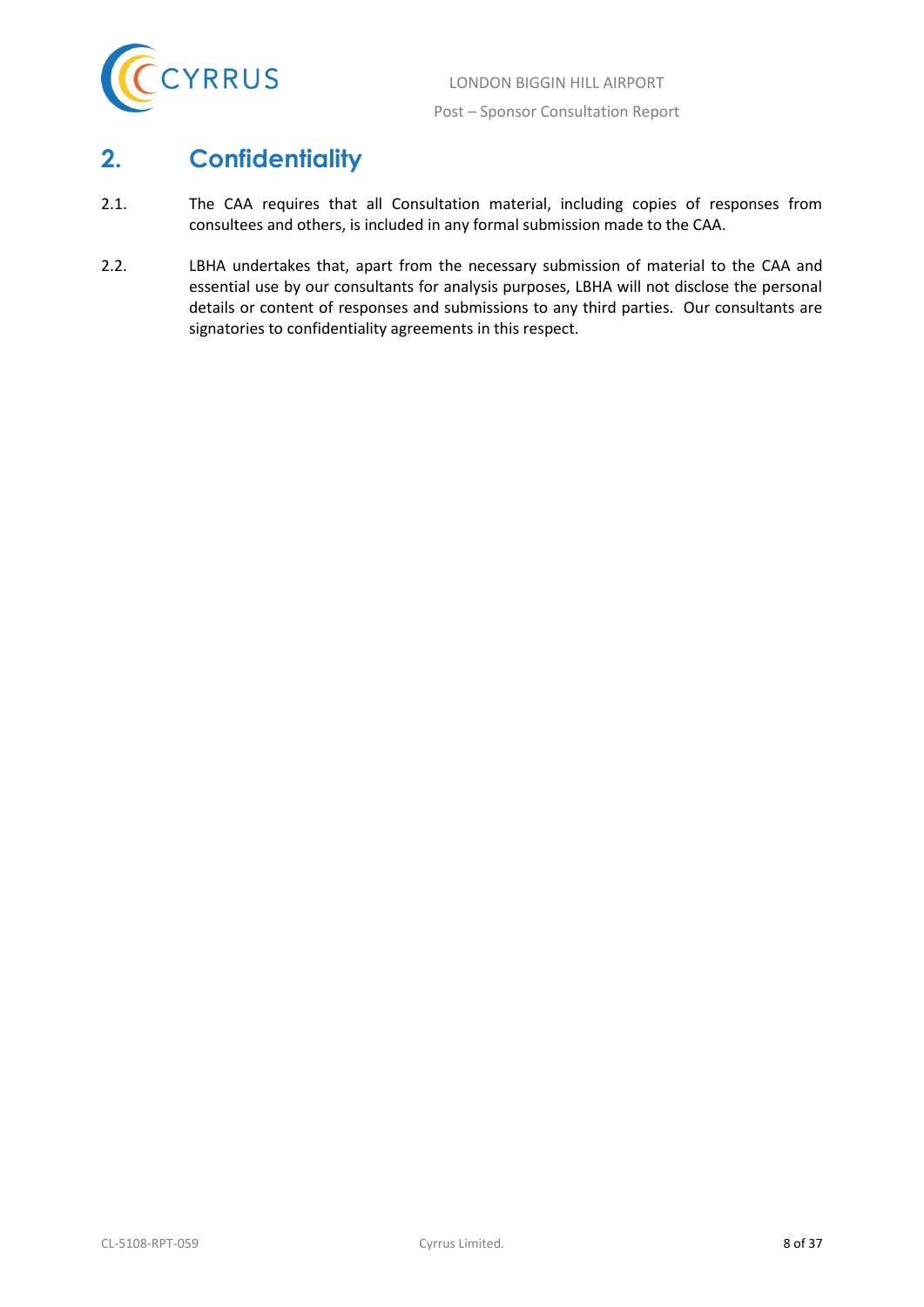# 2. Confidentiality

2.1. The CAA requires that all Consultation material, including copies of responses from consultees and others, is included in any formal submission made to the CAA.

2.2. LBHA undertakes that, apart from the necessary submission of material to the CAA and essential use by our consultants for analysis purposes, LBHA will not disclose the personal details or content of responses and submissions to any third parties. Our consultants are signatories to confidentiality agreements in this respect.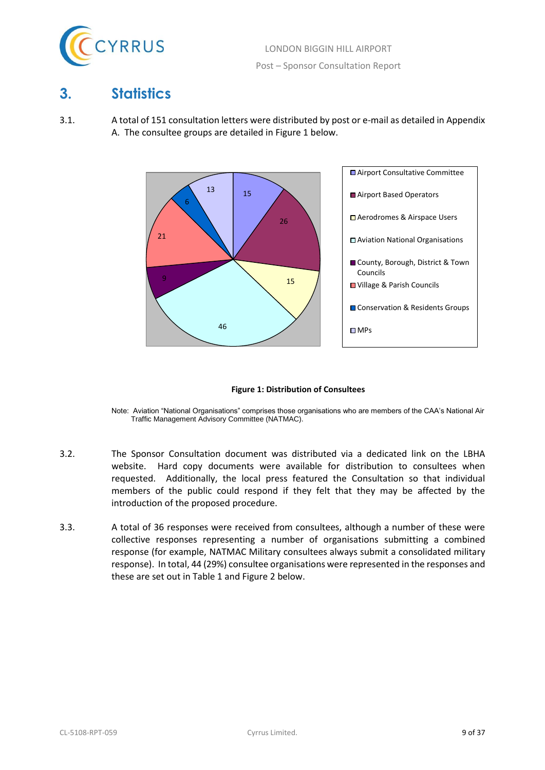# 3. Statistics

3.1. A total of 151 consultation letters were distributed by post or e-mail as detailed in Appendix A. The consultee groups are detailed in Figure 1 below.

| Consultee Group | Number |
|---|---|
| Airport Consultative Committee | 15 |
| Airport Based Operators | 26 |
| Aerodromes & Airspace Users | 15 |
| Aviation National Organisations | 46 |
| County, Borough, District & Town Councils | 9 |
| Village & Parish Councils | 21 |
| Conservation & Residents Groups | 6 |
| MPs | 13 |

**Figure 1: Distribution of Consultees**

Note: Aviation "National Organisations" comprises those organisations who are members of the CAA's National Air Traffic Management Advisory Committee (NATMAC).

3.2. The Sponsor Consultation document was distributed via a dedicated link on the LBHA website. Hard copy documents were available for distribution to consultees when requested. Additionally, the local press featured the Consultation so that individual members of the public could respond if they felt that they may be affected by the introduction of the proposed procedure.

3.3. A total of 36 responses were received from consultees, although a number of these were collective responses representing a number of organisations submitting a combined response (for example, NATMAC Military consultees always submit a consolidated military response). In total, 44 (29%) consultee organisations were represented in the responses and these are set out in Table 1 and Figure 2 below.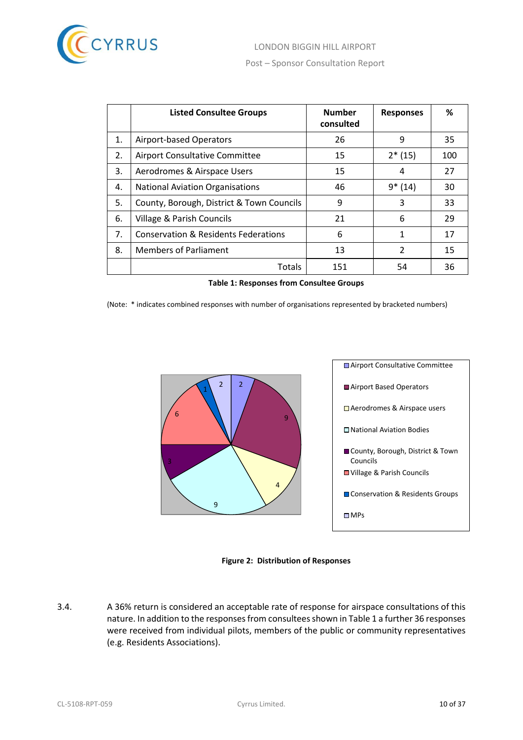| | Listed Consultee Groups | Number consulted | Responses | % |
|---|---|---|---|---|
| 1. | Airport-based Operators | 26 | 9 | 35 |
| 2. | Airport Consultative Committee | 15 | 2* (15) | 100 |
| 3. | Aerodromes & Airspace Users | 15 | 4 | 27 |
| 4. | National Aviation Organisations | 46 | 9* (14) | 30 |
| 5. | County, Borough, District & Town Councils | 9 | 3 | 33 |
| 6. | Village & Parish Councils | 21 | 6 | 29 |
| 7. | Conservation & Residents Federations | 6 | 1 | 17 |
| 8. | Members of Parliament | 13 | 2 | 15 |
| | Totals | 151 | 54 | 36 |

**Table 1: Responses from Consultee Groups**

(Note: * indicates combined responses with number of organisations represented by bracketed numbers)

**Figure 2: Distribution of Responses**

3.4. A 36% return is considered an acceptable rate of response for airspace consultations of this nature. In addition to the responses from consultees shown in Table 1 a further 36 responses were received from individual pilots, members of the public or community representatives (e.g. Residents Associations).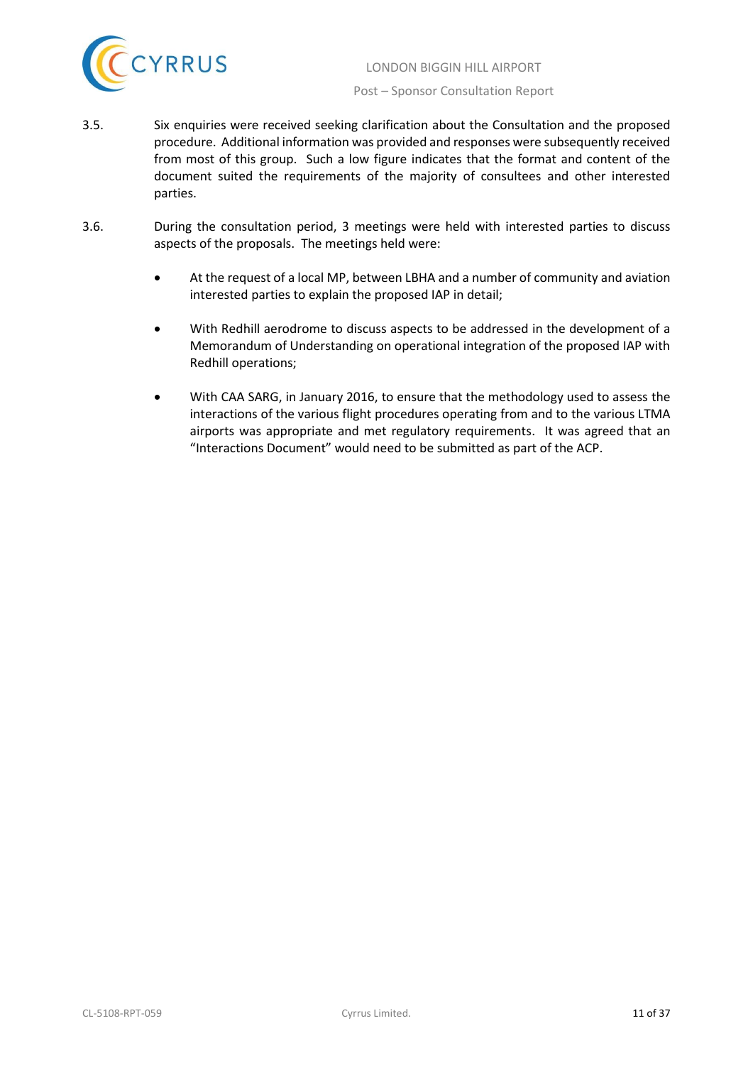3.5. Six enquiries were received seeking clarification about the Consultation and the proposed procedure. Additional information was provided and responses were subsequently received from most of this group. Such a low figure indicates that the format and content of the document suited the requirements of the majority of consultees and other interested parties.

3.6. During the consultation period, 3 meetings were held with interested parties to discuss aspects of the proposals. The meetings held were:

- At the request of a local MP, between LBHA and a number of community and aviation interested parties to explain the proposed IAP in detail;
- With Redhill aerodrome to discuss aspects to be addressed in the development of a Memorandum of Understanding on operational integration of the proposed IAP with Redhill operations;
- With CAA SARG, in January 2016, to ensure that the methodology used to assess the interactions of the various flight procedures operating from and to the various LTMA airports was appropriate and met regulatory requirements. It was agreed that an "Interactions Document" would need to be submitted as part of the ACP.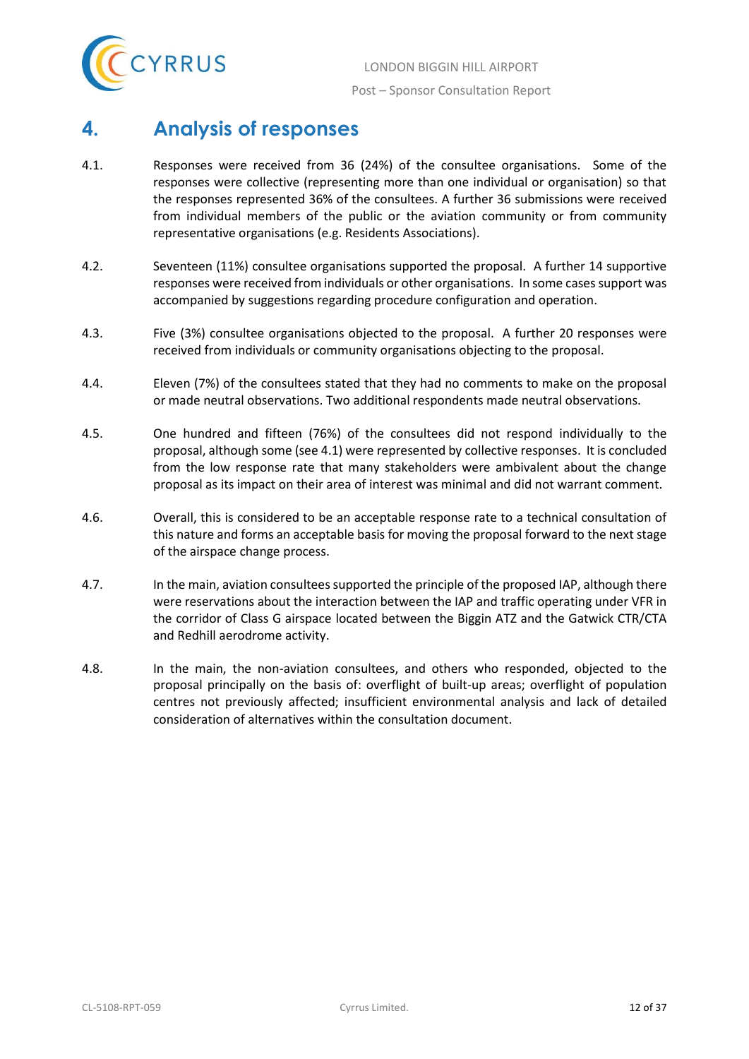# 4. Analysis of responses

4.1. Responses were received from 36 (24%) of the consultee organisations. Some of the responses were collective (representing more than one individual or organisation) so that the responses represented 36% of the consultees. A further 36 submissions were received from individual members of the public or the aviation community or from community representative organisations (e.g. Residents Associations).

4.2. Seventeen (11%) consultee organisations supported the proposal. A further 14 supportive responses were received from individuals or other organisations. In some cases support was accompanied by suggestions regarding procedure configuration and operation.

4.3. Five (3%) consultee organisations objected to the proposal. A further 20 responses were received from individuals or community organisations objecting to the proposal.

4.4. Eleven (7%) of the consultees stated that they had no comments to make on the proposal or made neutral observations. Two additional respondents made neutral observations.

4.5. One hundred and fifteen (76%) of the consultees did not respond individually to the proposal, although some (see 4.1) were represented by collective responses. It is concluded from the low response rate that many stakeholders were ambivalent about the change proposal as its impact on their area of interest was minimal and did not warrant comment.

4.6. Overall, this is considered to be an acceptable response rate to a technical consultation of this nature and forms an acceptable basis for moving the proposal forward to the next stage of the airspace change process.

4.7. In the main, aviation consultees supported the principle of the proposed IAP, although there were reservations about the interaction between the IAP and traffic operating under VFR in the corridor of Class G airspace located between the Biggin ATZ and the Gatwick CTR/CTA and Redhill aerodrome activity.

4.8. In the main, the non-aviation consultees, and others who responded, objected to the proposal principally on the basis of: overflight of built-up areas; overflight of population centres not previously affected; insufficient environmental analysis and lack of detailed consideration of alternatives within the consultation document.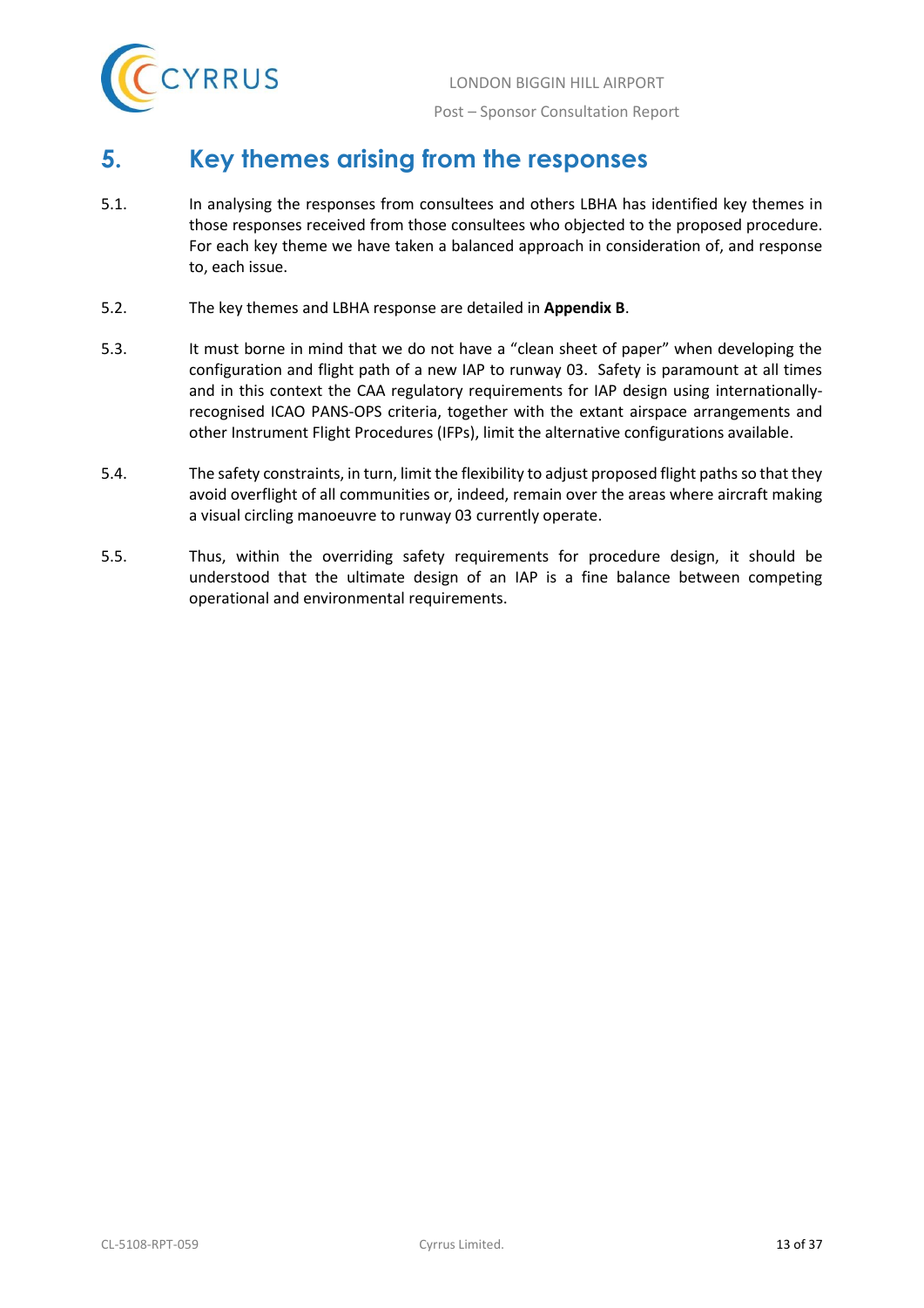# 5. Key themes arising from the responses

5.1. In analysing the responses from consultees and others LBHA has identified key themes in those responses received from those consultees who objected to the proposed procedure. For each key theme we have taken a balanced approach in consideration of, and response to, each issue.

5.2. The key themes and LBHA response are detailed in **Appendix B**.

5.3. It must borne in mind that we do not have a "clean sheet of paper" when developing the configuration and flight path of a new IAP to runway 03. Safety is paramount at all times and in this context the CAA regulatory requirements for IAP design using internationally-recognised ICAO PANS-OPS criteria, together with the extant airspace arrangements and other Instrument Flight Procedures (IFPs), limit the alternative configurations available.

5.4. The safety constraints, in turn, limit the flexibility to adjust proposed flight paths so that they avoid overflight of all communities or, indeed, remain over the areas where aircraft making a visual circling manoeuvre to runway 03 currently operate.

5.5. Thus, within the overriding safety requirements for procedure design, it should be understood that the ultimate design of an IAP is a fine balance between competing operational and environmental requirements.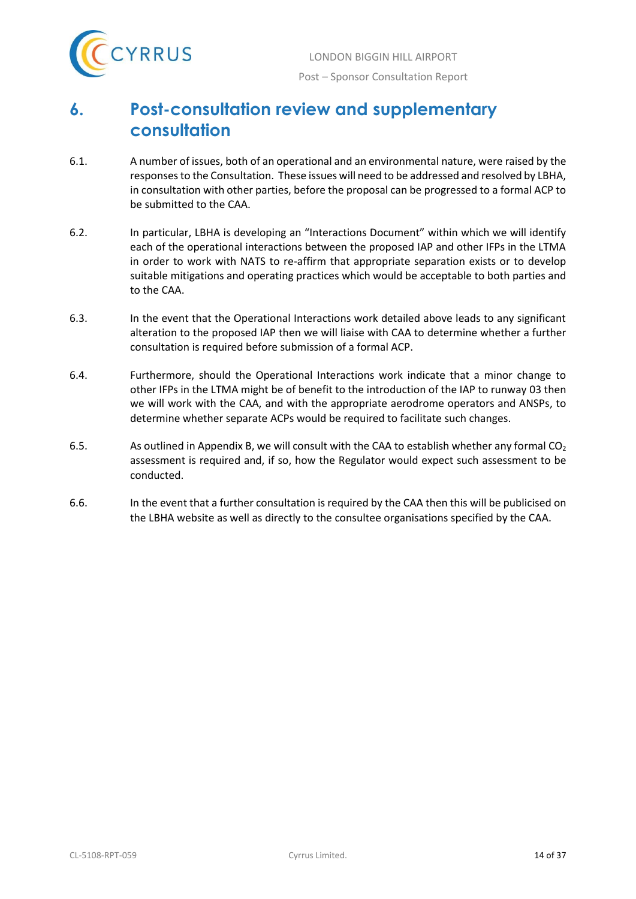## 6. Post-consultation review and supplementary consultation

6.1. A number of issues, both of an operational and an environmental nature, were raised by the responses to the Consultation. These issues will need to be addressed and resolved by LBHA, in consultation with other parties, before the proposal can be progressed to a formal ACP to be submitted to the CAA.

6.2. In particular, LBHA is developing an "Interactions Document" within which we will identify each of the operational interactions between the proposed IAP and other IFPs in the LTMA in order to work with NATS to re-affirm that appropriate separation exists or to develop suitable mitigations and operating practices which would be acceptable to both parties and to the CAA.

6.3. In the event that the Operational Interactions work detailed above leads to any significant alteration to the proposed IAP then we will liaise with CAA to determine whether a further consultation is required before submission of a formal ACP.

6.4. Furthermore, should the Operational Interactions work indicate that a minor change to other IFPs in the LTMA might be of benefit to the introduction of the IAP to runway 03 then we will work with the CAA, and with the appropriate aerodrome operators and ANSPs, to determine whether separate ACPs would be required to facilitate such changes.

6.5. As outlined in Appendix B, we will consult with the CAA to establish whether any formal $CO_2$ assessment is required and, if so, how the Regulator would expect such assessment to be conducted.

6.6. In the event that a further consultation is required by the CAA then this will be publicised on the LBHA website as well as directly to the consultee organisations specified by the CAA.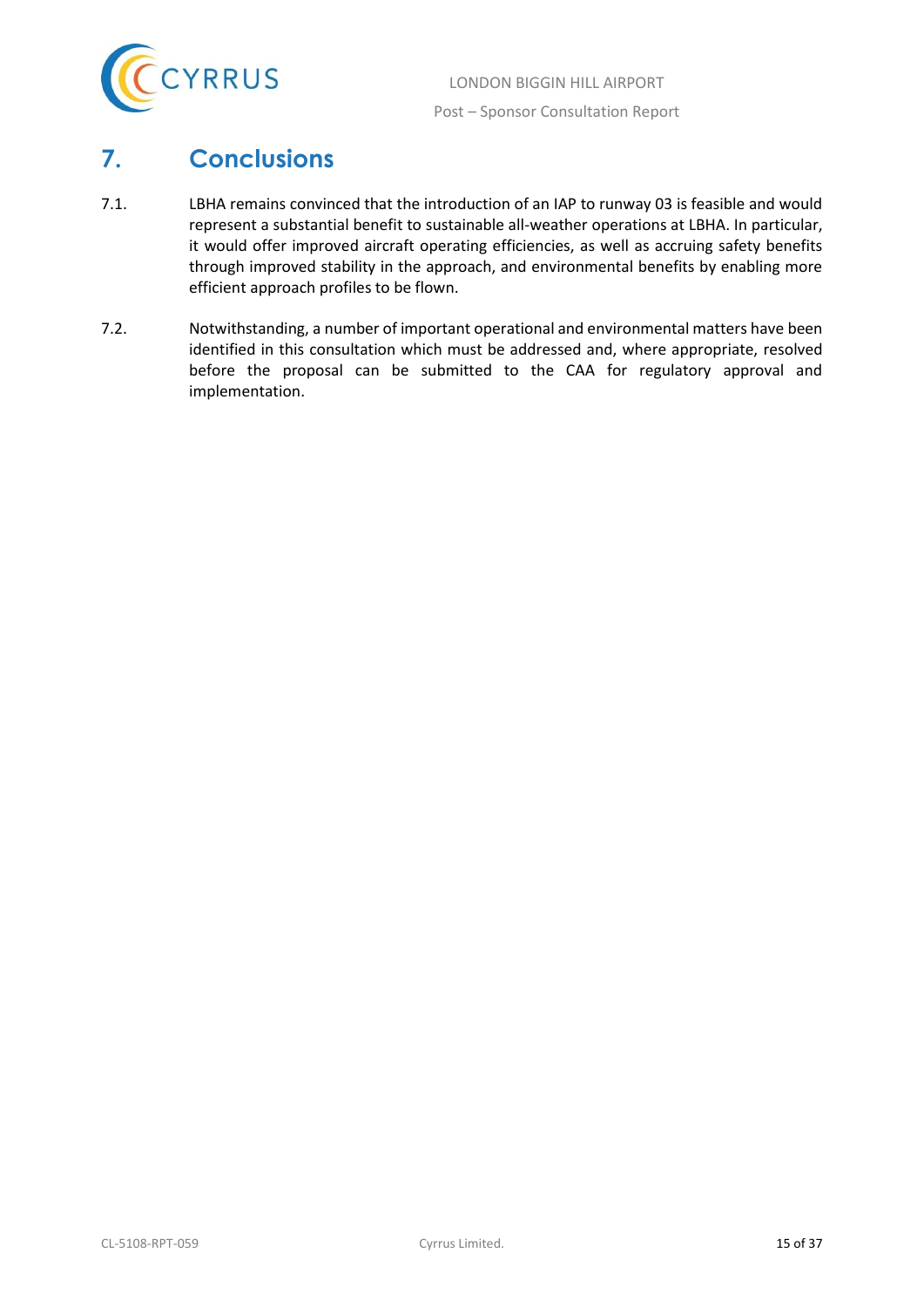## 7. Conclusions

7.1. LBHA remains convinced that the introduction of an IAP to runway 03 is feasible and would represent a substantial benefit to sustainable all-weather operations at LBHA. In particular, it would offer improved aircraft operating efficiencies, as well as accruing safety benefits through improved stability in the approach, and environmental benefits by enabling more efficient approach profiles to be flown.

7.2. Notwithstanding, a number of important operational and environmental matters have been identified in this consultation which must be addressed and, where appropriate, resolved before the proposal can be submitted to the CAA for regulatory approval and implementation.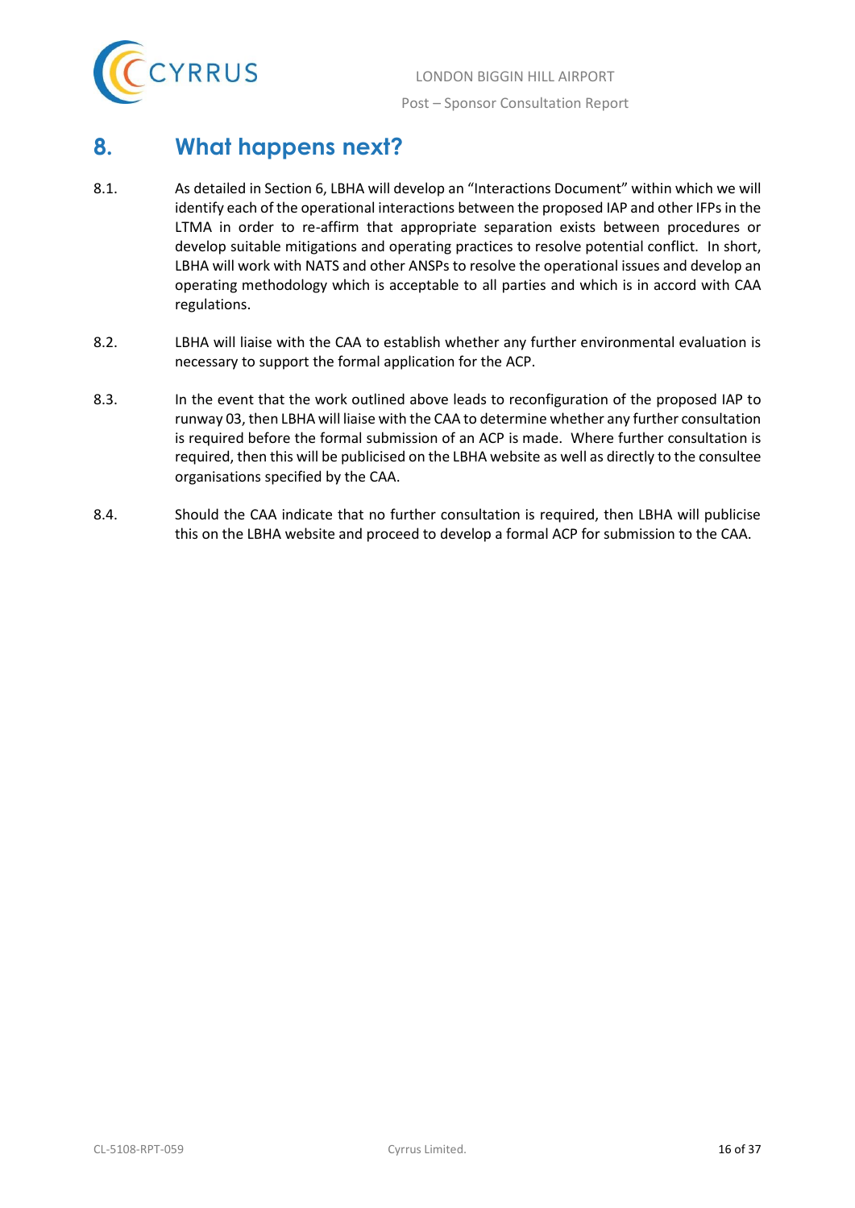# 8. What happens next?

8.1. As detailed in Section 6, LBHA will develop an "Interactions Document" within which we will identify each of the operational interactions between the proposed IAP and other IFPs in the LTMA in order to re-affirm that appropriate separation exists between procedures or develop suitable mitigations and operating practices to resolve potential conflict. In short, LBHA will work with NATS and other ANSPs to resolve the operational issues and develop an operating methodology which is acceptable to all parties and which is in accord with CAA regulations.

8.2. LBHA will liaise with the CAA to establish whether any further environmental evaluation is necessary to support the formal application for the ACP.

8.3. In the event that the work outlined above leads to reconfiguration of the proposed IAP to runway 03, then LBHA will liaise with the CAA to determine whether any further consultation is required before the formal submission of an ACP is made. Where further consultation is required, then this will be publicised on the LBHA website as well as directly to the consultee organisations specified by the CAA.

8.4. Should the CAA indicate that no further consultation is required, then LBHA will publicise this on the LBHA website and proceed to develop a formal ACP for submission to the CAA.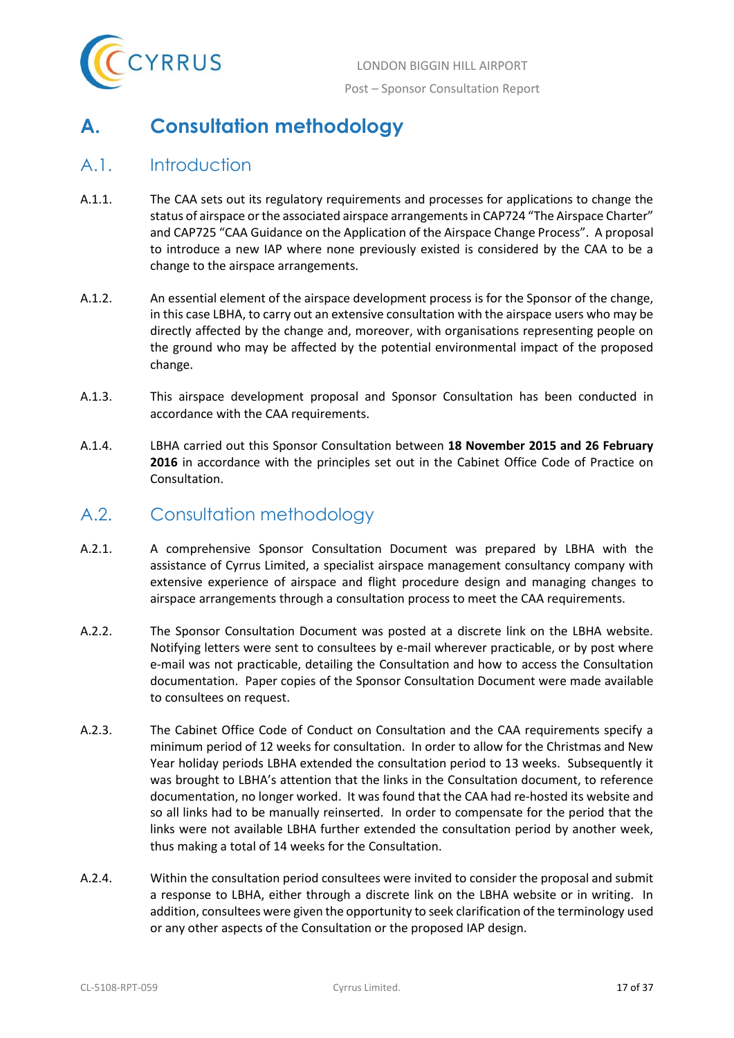# A. Consultation methodology

## A.1. Introduction

A.1.1. The CAA sets out its regulatory requirements and processes for applications to change the status of airspace or the associated airspace arrangements in CAP724 "The Airspace Charter" and CAP725 "CAA Guidance on the Application of the Airspace Change Process". A proposal to introduce a new IAP where none previously existed is considered by the CAA to be a change to the airspace arrangements.

A.1.2. An essential element of the airspace development process is for the Sponsor of the change, in this case LBHA, to carry out an extensive consultation with the airspace users who may be directly affected by the change and, moreover, with organisations representing people on the ground who may be affected by the potential environmental impact of the proposed change.

A.1.3. This airspace development proposal and Sponsor Consultation has been conducted in accordance with the CAA requirements.

A.1.4. LBHA carried out this Sponsor Consultation between **18 November 2015 and 26 February 2016** in accordance with the principles set out in the Cabinet Office Code of Practice on Consultation.

## A.2. Consultation methodology

A.2.1. A comprehensive Sponsor Consultation Document was prepared by LBHA with the assistance of Cyrrus Limited, a specialist airspace management consultancy company with extensive experience of airspace and flight procedure design and managing changes to airspace arrangements through a consultation process to meet the CAA requirements.

A.2.2. The Sponsor Consultation Document was posted at a discrete link on the LBHA website. Notifying letters were sent to consultees by e-mail wherever practicable, or by post where e-mail was not practicable, detailing the Consultation and how to access the Consultation documentation. Paper copies of the Sponsor Consultation Document were made available to consultees on request.

A.2.3. The Cabinet Office Code of Conduct on Consultation and the CAA requirements specify a minimum period of 12 weeks for consultation. In order to allow for the Christmas and New Year holiday periods LBHA extended the consultation period to 13 weeks. Subsequently it was brought to LBHA's attention that the links in the Consultation document, to reference documentation, no longer worked. It was found that the CAA had re-hosted its website and so all links had to be manually reinserted. In order to compensate for the period that the links were not available LBHA further extended the consultation period by another week, thus making a total of 14 weeks for the Consultation.

A.2.4. Within the consultation period consultees were invited to consider the proposal and submit a response to LBHA, either through a discrete link on the LBHA website or in writing. In addition, consultees were given the opportunity to seek clarification of the terminology used or any other aspects of the Consultation or the proposed IAP design.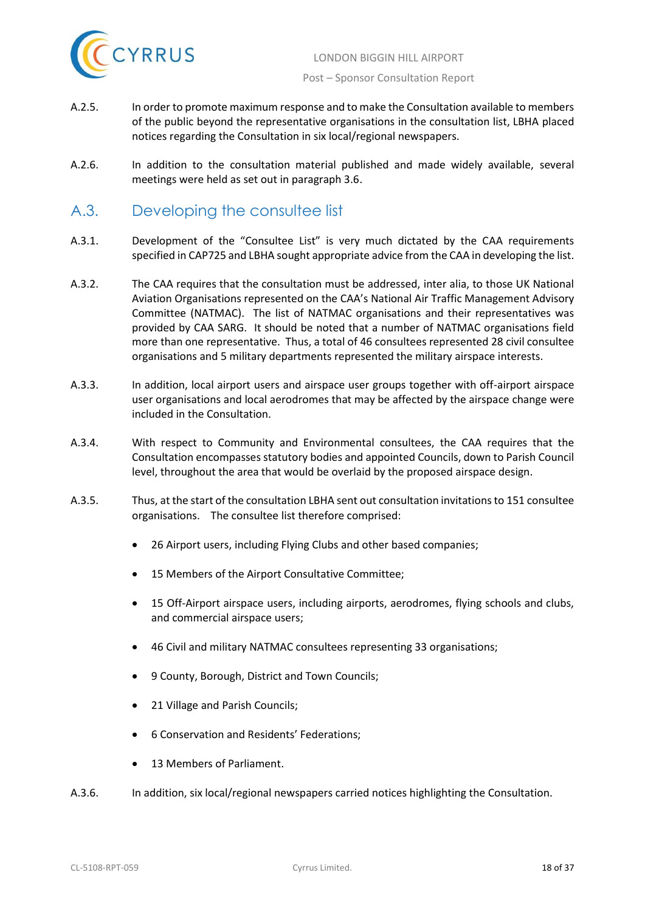A.2.5. In order to promote maximum response and to make the Consultation available to members of the public beyond the representative organisations in the consultation list, LBHA placed notices regarding the Consultation in six local/regional newspapers.

A.2.6. In addition to the consultation material published and made widely available, several meetings were held as set out in paragraph 3.6.

## A.3. Developing the consultee list

A.3.1. Development of the "Consultee List" is very much dictated by the CAA requirements specified in CAP725 and LBHA sought appropriate advice from the CAA in developing the list.

A.3.2. The CAA requires that the consultation must be addressed, inter alia, to those UK National Aviation Organisations represented on the CAA's National Air Traffic Management Advisory Committee (NATMAC). The list of NATMAC organisations and their representatives was provided by CAA SARG. It should be noted that a number of NATMAC organisations field more than one representative. Thus, a total of 46 consultees represented 28 civil consultee organisations and 5 military departments represented the military airspace interests.

A.3.3. In addition, local airport users and airspace user groups together with off-airport airspace user organisations and local aerodromes that may be affected by the airspace change were included in the Consultation.

A.3.4. With respect to Community and Environmental consultees, the CAA requires that the Consultation encompasses statutory bodies and appointed Councils, down to Parish Council level, throughout the area that would be overlaid by the proposed airspace design.

A.3.5. Thus, at the start of the consultation LBHA sent out consultation invitations to 151 consultee organisations. The consultee list therefore comprised:

- 26 Airport users, including Flying Clubs and other based companies;
- 15 Members of the Airport Consultative Committee;
- 15 Off-Airport airspace users, including airports, aerodromes, flying schools and clubs, and commercial airspace users;
- 46 Civil and military NATMAC consultees representing 33 organisations;
- 9 County, Borough, District and Town Councils;
- 21 Village and Parish Councils;
- 6 Conservation and Residents' Federations;
- 13 Members of Parliament.

A.3.6. In addition, six local/regional newspapers carried notices highlighting the Consultation.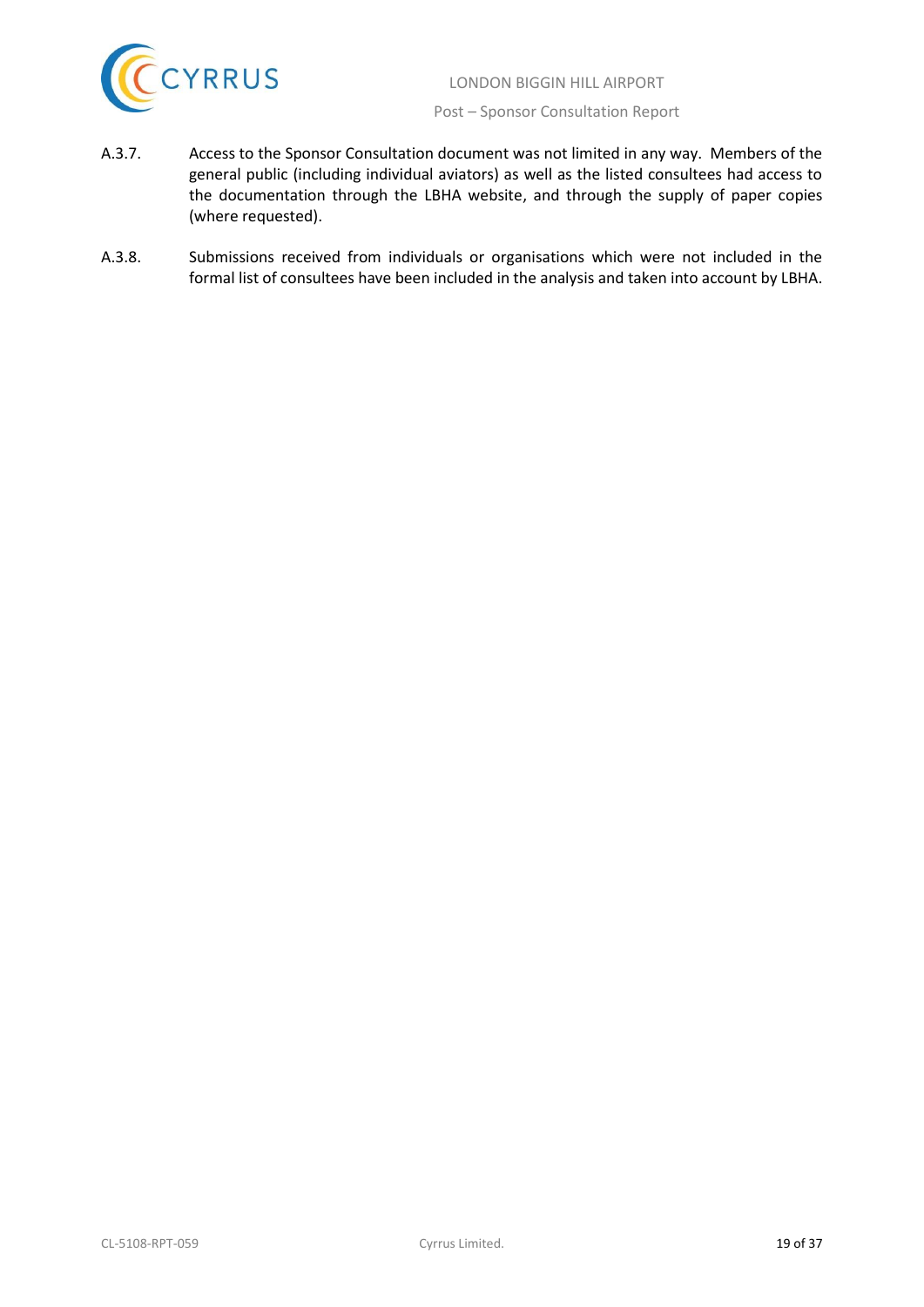A.3.7. Access to the Sponsor Consultation document was not limited in any way. Members of the general public (including individual aviators) as well as the listed consultees had access to the documentation through the LBHA website, and through the supply of paper copies (where requested).

A.3.8. Submissions received from individuals or organisations which were not included in the formal list of consultees have been included in the analysis and taken into account by LBHA.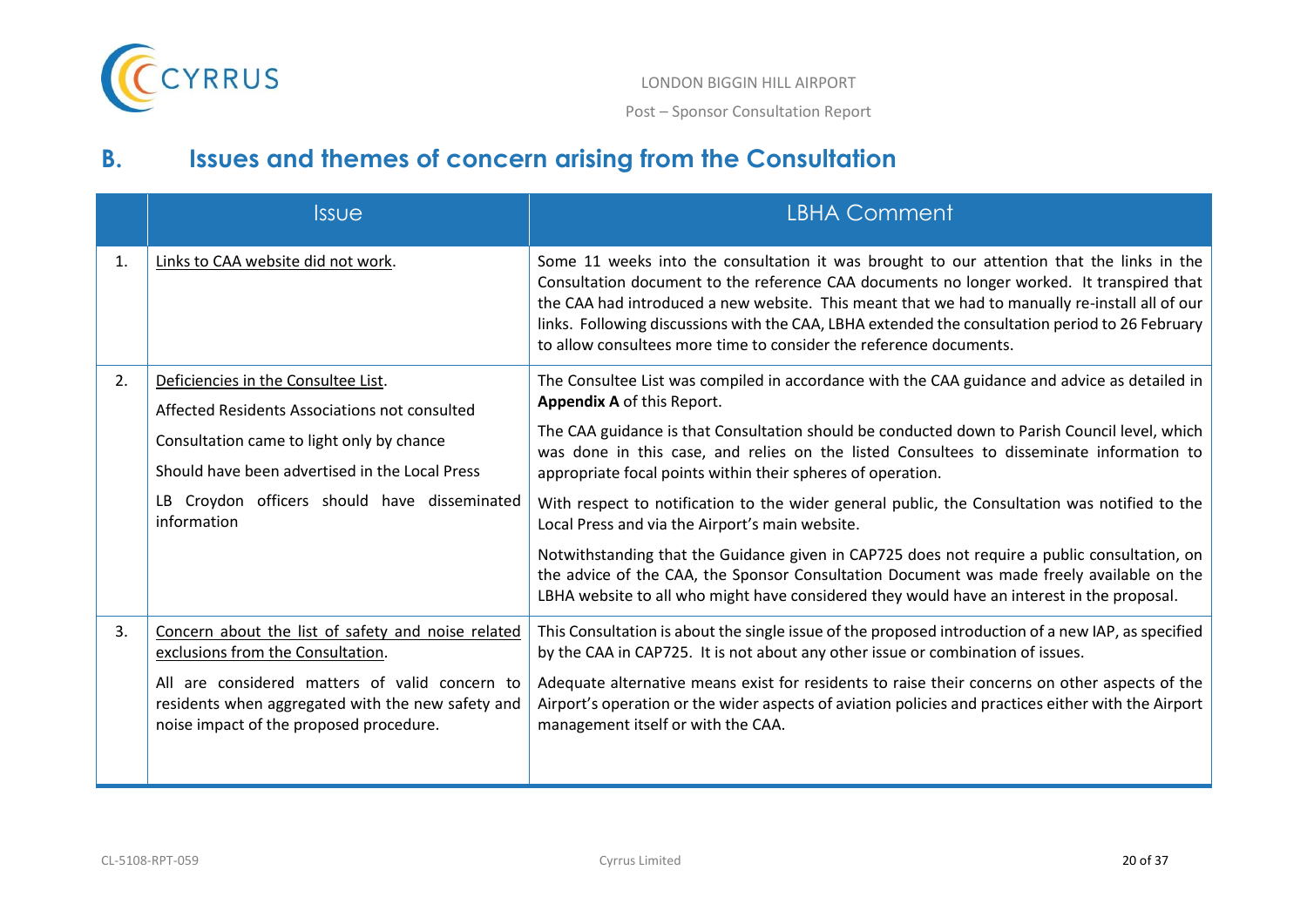## B. Issues and themes of concern arising from the Consultation

| | Issue | LBHA Comment |
|---|---|---|
| 1. | <u>Links to CAA website did not work</u>. | Some 11 weeks into the consultation it was brought to our attention that the links in the Consultation document to the reference CAA documents no longer worked. It transpired that the CAA had introduced a new website. This meant that we had to manually re-install all of our links. Following discussions with the CAA, LBHA extended the consultation period to 26 February to allow consultees more time to consider the reference documents. |
| 2. | <u>Deficiencies in the Consultee List</u>.<br><br>Affected Residents Associations not consulted<br><br>Consultation came to light only by chance<br><br>Should have been advertised in the Local Press<br><br>LB Croydon officers should have disseminated information | The Consultee List was compiled in accordance with the CAA guidance and advice as detailed in **Appendix A** of this Report.<br><br>The CAA guidance is that Consultation should be conducted down to Parish Council level, which was done in this case, and relies on the listed Consultees to disseminate information to appropriate focal points within their spheres of operation.<br><br>With respect to notification to the wider general public, the Consultation was notified to the Local Press and via the Airport's main website.<br><br>Notwithstanding that the Guidance given in CAP725 does not require a public consultation, on the advice of the CAA, the Sponsor Consultation Document was made freely available on the LBHA website to all who might have considered they would have an interest in the proposal. |
| 3. | <u>Concern about the list of safety and noise related exclusions from the Consultation</u>.<br><br>All are considered matters of valid concern to residents when aggregated with the new safety and noise impact of the proposed procedure. | This Consultation is about the single issue of the proposed introduction of a new IAP, as specified by the CAA in CAP725. It is not about any other issue or combination of issues.<br><br>Adequate alternative means exist for residents to raise their concerns on other aspects of the Airport's operation or the wider aspects of aviation policies and practices either with the Airport management itself or with the CAA. |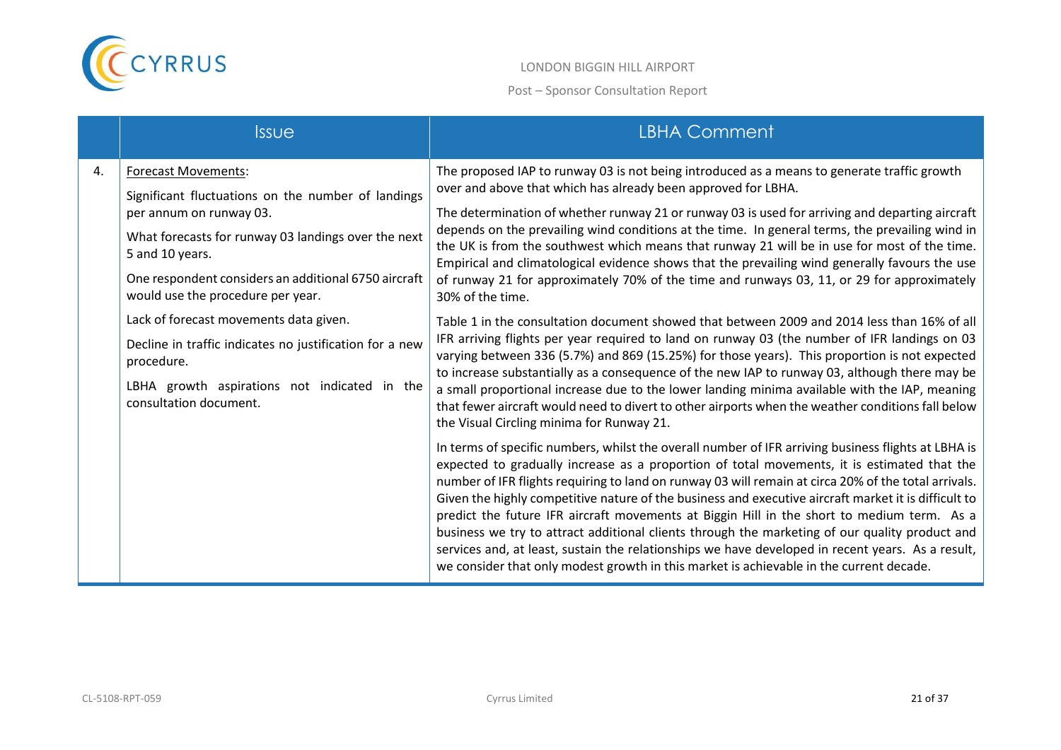| | Issue | LBHA Comment |
|---|---|---|
| 4. | Forecast Movements:<br><br>Significant fluctuations on the number of landings per annum on runway 03.<br><br>What forecasts for runway 03 landings over the next 5 and 10 years.<br><br>One respondent considers an additional 6750 aircraft would use the procedure per year.<br><br>Lack of forecast movements data given.<br><br>Decline in traffic indicates no justification for a new procedure.<br><br>LBHA growth aspirations not indicated in the consultation document. | The proposed IAP to runway 03 is not being introduced as a means to generate traffic growth over and above that which has already been approved for LBHA.<br><br>The determination of whether runway 21 or runway 03 is used for arriving and departing aircraft depends on the prevailing wind conditions at the time. In general terms, the prevailing wind in the UK is from the southwest which means that runway 21 will be in use for most of the time. Empirical and climatological evidence shows that the prevailing wind generally favours the use of runway 21 for approximately 70% of the time and runways 03, 11, or 29 for approximately 30% of the time.<br><br>Table 1 in the consultation document showed that between 2009 and 2014 less than 16% of all IFR arriving flights per year required to land on runway 03 (the number of IFR landings on 03 varying between 336 (5.7%) and 869 (15.25%) for those years). This proportion is not expected to increase substantially as a consequence of the new IAP to runway 03, although there may be a small proportional increase due to the lower landing minima available with the IAP, meaning that fewer aircraft would need to divert to other airports when the weather conditions fall below the Visual Circling minima for Runway 21.<br><br>In terms of specific numbers, whilst the overall number of IFR arriving business flights at LBHA is expected to gradually increase as a proportion of total movements, it is estimated that the number of IFR flights requiring to land on runway 03 will remain at circa 20% of the total arrivals. Given the highly competitive nature of the business and executive aircraft market it is difficult to predict the future IFR aircraft movements at Biggin Hill in the short to medium term. As a business we try to attract additional clients through the marketing of our quality product and services and, at least, sustain the relationships we have developed in recent years. As a result, we consider that only modest growth in this market is achievable in the current decade. |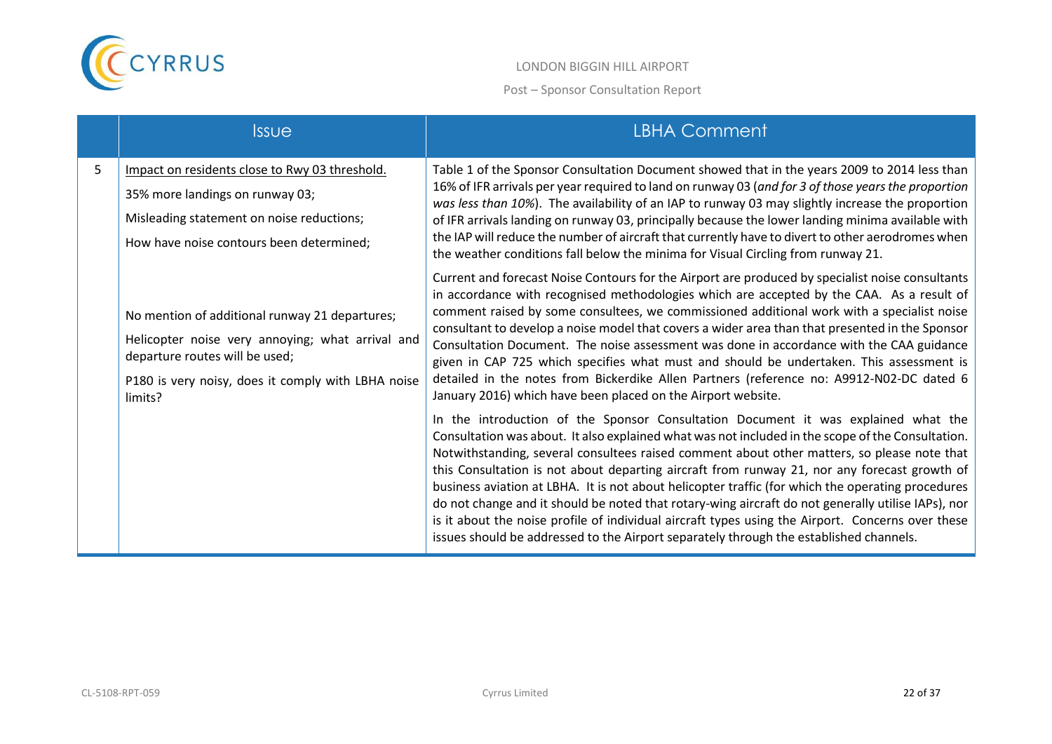|   | Issue | LBHA Comment |
|---|---|---|
| 5 | Impact on residents close to Rwy 03 threshold.<br><br>35% more landings on runway 03;<br><br>Misleading statement on noise reductions;<br><br>How have noise contours been determined;<br><br>No mention of additional runway 21 departures;<br><br>Helicopter noise very annoying; what arrival and departure routes will be used;<br><br>P180 is very noisy, does it comply with LBHA noise limits? | Table 1 of the Sponsor Consultation Document showed that in the years 2009 to 2014 less than 16% of IFR arrivals per year required to land on runway 03 (*and for 3 of those years the proportion was less than 10%*). The availability of an IAP to runway 03 may slightly increase the proportion of IFR arrivals landing on runway 03, principally because the lower landing minima available with the IAP will reduce the number of aircraft that currently have to divert to other aerodromes when the weather conditions fall below the minima for Visual Circling from runway 21.<br><br>Current and forecast Noise Contours for the Airport are produced by specialist noise consultants in accordance with recognised methodologies which are accepted by the CAA. As a result of comment raised by some consultees, we commissioned additional work with a specialist noise consultant to develop a noise model that covers a wider area than that presented in the Sponsor Consultation Document. The noise assessment was done in accordance with the CAA guidance given in CAP 725 which specifies what must and should be undertaken. This assessment is detailed in the notes from Bickerdike Allen Partners (reference no: A9912-N02-DC dated 6 January 2016) which have been placed on the Airport website.<br><br>In the introduction of the Sponsor Consultation Document it was explained what the Consultation was about. It also explained what was not included in the scope of the Consultation. Notwithstanding, several consultees raised comment about other matters, so please note that this Consultation is not about departing aircraft from runway 21, nor any forecast growth of business aviation at LBHA. It is not about helicopter traffic (for which the operating procedures do not change and it should be noted that rotary-wing aircraft do not generally utilise IAPs), nor is it about the noise profile of individual aircraft types using the Airport. Concerns over these issues should be addressed to the Airport separately through the established channels. |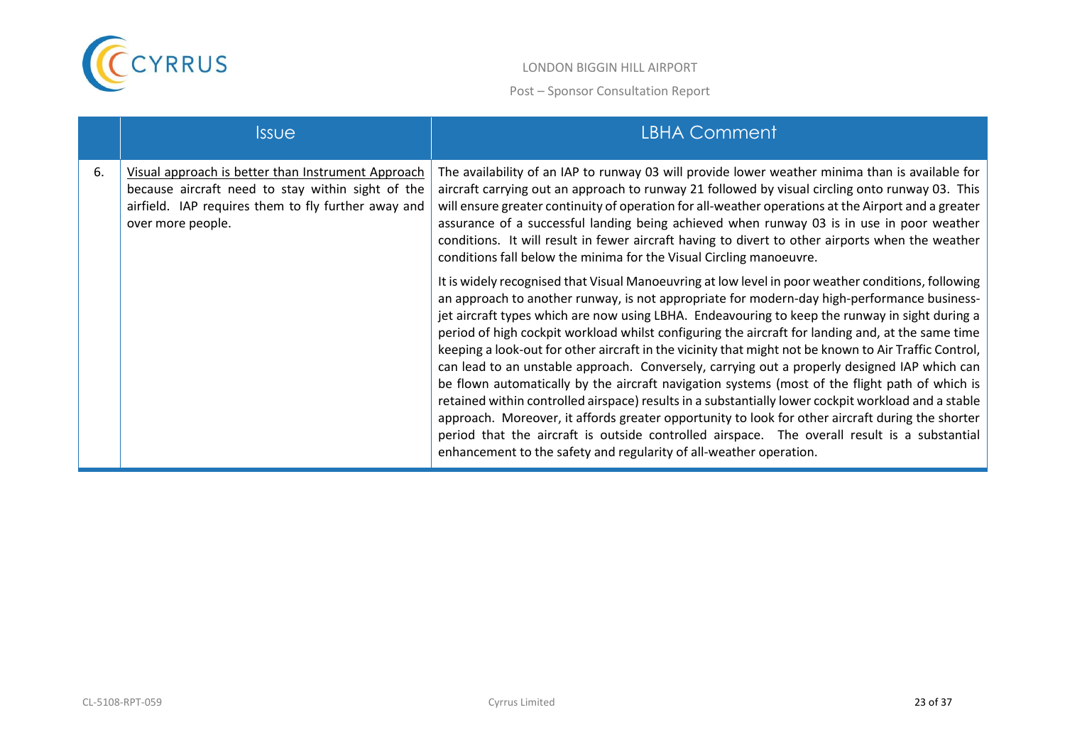| | Issue | LBHA Comment |
|---|---|---|
| 6. | Visual approach is better than Instrument Approach because aircraft need to stay within sight of the airfield. IAP requires them to fly further away and over more people. | The availability of an IAP to runway 03 will provide lower weather minima than is available for aircraft carrying out an approach to runway 21 followed by visual circling onto runway 03. This will ensure greater continuity of operation for all-weather operations at the Airport and a greater assurance of a successful landing being achieved when runway 03 is in use in poor weather conditions. It will result in fewer aircraft having to divert to other airports when the weather conditions fall below the minima for the Visual Circling manoeuvre.<br><br>It is widely recognised that Visual Manoeuvring at low level in poor weather conditions, following an approach to another runway, is not appropriate for modern-day high-performance business-jet aircraft types which are now using LBHA. Endeavouring to keep the runway in sight during a period of high cockpit workload whilst configuring the aircraft for landing and, at the same time keeping a look-out for other aircraft in the vicinity that might not be known to Air Traffic Control, can lead to an unstable approach. Conversely, carrying out a properly designed IAP which can be flown automatically by the aircraft navigation systems (most of the flight path of which is retained within controlled airspace) results in a substantially lower cockpit workload and a stable approach. Moreover, it affords greater opportunity to look for other aircraft during the shorter period that the aircraft is outside controlled airspace. The overall result is a substantial enhancement to the safety and regularity of all-weather operation. |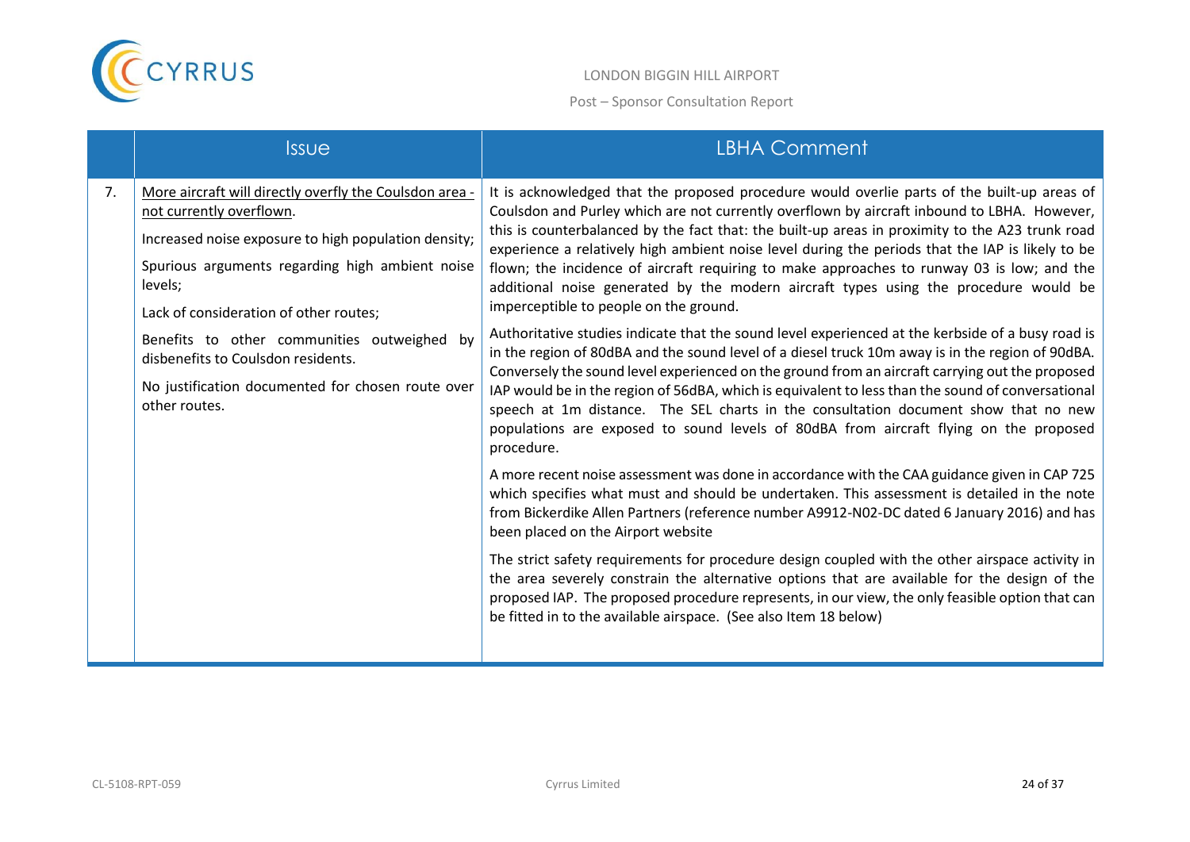| | Issue | LBHA Comment |
|---|---|---|
| 7. | <u>More aircraft will directly overfly the Coulsdon area - not currently overflown</u>.<br><br>Increased noise exposure to high population density;<br><br>Spurious arguments regarding high ambient noise levels;<br><br>Lack of consideration of other routes;<br><br>Benefits to other communities outweighed by disbenefits to Coulsdon residents.<br><br>No justification documented for chosen route over other routes. | It is acknowledged that the proposed procedure would overlie parts of the built-up areas of Coulsdon and Purley which are not currently overflown by aircraft inbound to LBHA. However, this is counterbalanced by the fact that: the built-up areas in proximity to the A23 trunk road experience a relatively high ambient noise level during the periods that the IAP is likely to be flown; the incidence of aircraft requiring to make approaches to runway 03 is low; and the additional noise generated by the modern aircraft types using the procedure would be imperceptible to people on the ground.<br><br>Authoritative studies indicate that the sound level experienced at the kerbside of a busy road is in the region of 80dBA and the sound level of a diesel truck 10m away is in the region of 90dBA. Conversely the sound level experienced on the ground from an aircraft carrying out the proposed IAP would be in the region of 56dBA, which is equivalent to less than the sound of conversational speech at 1m distance. The SEL charts in the consultation document show that no new populations are exposed to sound levels of 80dBA from aircraft flying on the proposed procedure.<br><br>A more recent noise assessment was done in accordance with the CAA guidance given in CAP 725 which specifies what must and should be undertaken. This assessment is detailed in the note from Bickerdike Allen Partners (reference number A9912-N02-DC dated 6 January 2016) and has been placed on the Airport website<br><br>The strict safety requirements for procedure design coupled with the other airspace activity in the area severely constrain the alternative options that are available for the design of the proposed IAP. The proposed procedure represents, in our view, the only feasible option that can be fitted in to the available airspace. (See also Item 18 below) |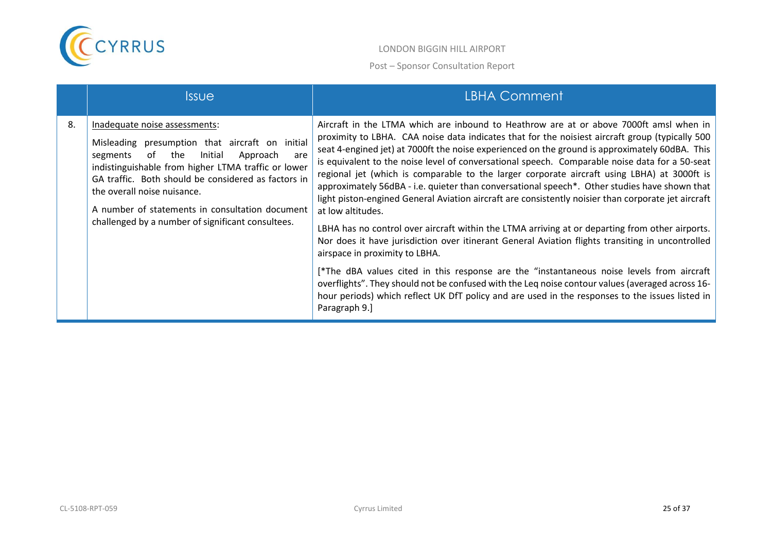|  | Issue | LBHA Comment |
|---|---|---|
| 8. | <u>Inadequate noise assessments</u>:<br><br>Misleading presumption that aircraft on initial segments of the Initial Approach are indistinguishable from higher LTMA traffic or lower GA traffic. Both should be considered as factors in the overall noise nuisance.<br><br>A number of statements in consultation document challenged by a number of significant consultees. | Aircraft in the LTMA which are inbound to Heathrow are at or above 7000ft amsl when in proximity to LBHA. CAA noise data indicates that for the noisiest aircraft group (typically 500 seat 4-engined jet) at 7000ft the noise experienced on the ground is approximately 60dBA. This is equivalent to the noise level of conversational speech. Comparable noise data for a 50-seat regional jet (which is comparable to the larger corporate aircraft using LBHA) at 3000ft is approximately 56dBA - i.e. quieter than conversational speech*. Other studies have shown that light piston-engined General Aviation aircraft are consistently noisier than corporate jet aircraft at low altitudes.<br><br>LBHA has no control over aircraft within the LTMA arriving at or departing from other airports. Nor does it have jurisdiction over itinerant General Aviation flights transiting in uncontrolled airspace in proximity to LBHA.<br><br>[*The dBA values cited in this response are the "instantaneous noise levels from aircraft overflights". They should not be confused with the Leq noise contour values (averaged across 16-hour periods) which reflect UK DfT policy and are used in the responses to the issues listed in Paragraph 9.] |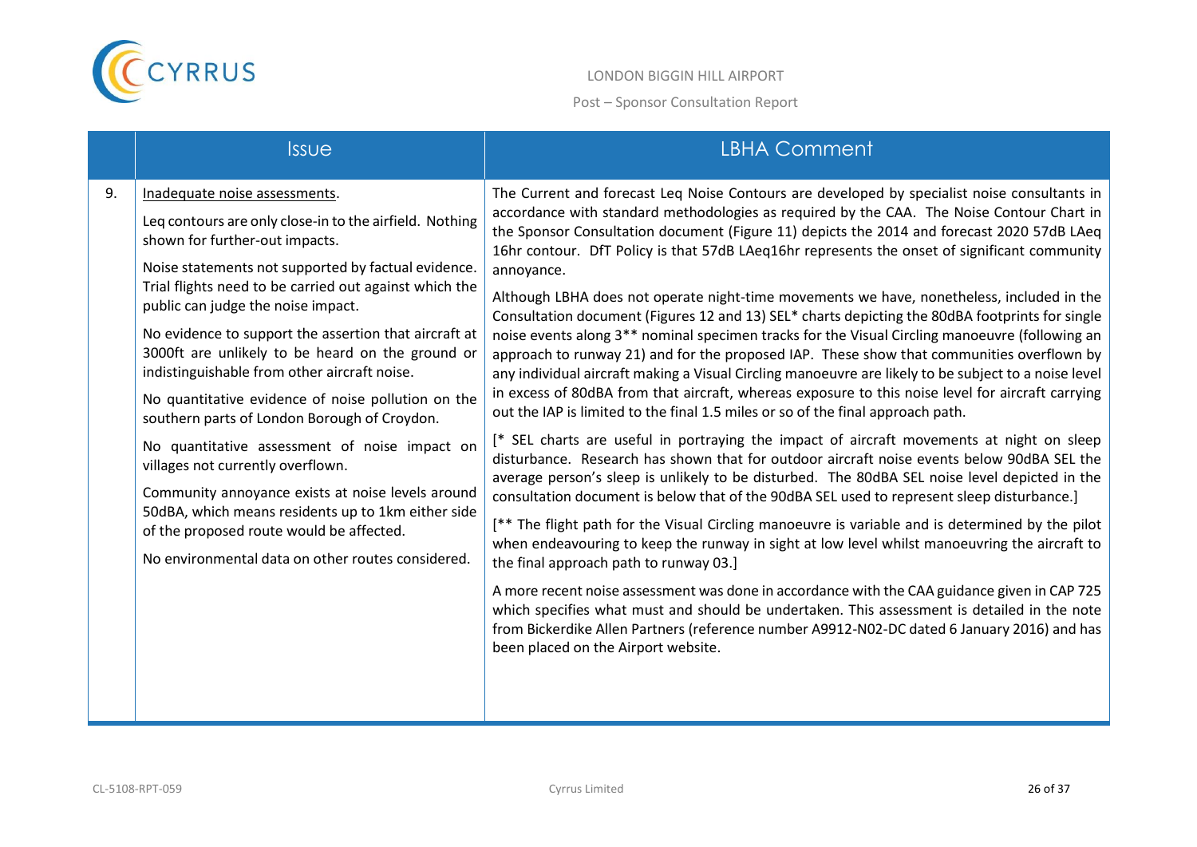|  | Issue | LBHA Comment |
|---|---|---|
| 9. | Inadequate noise assessments.<br><br>Leq contours are only close-in to the airfield. Nothing shown for further-out impacts.<br><br>Noise statements not supported by factual evidence. Trial flights need to be carried out against which the public can judge the noise impact.<br><br>No evidence to support the assertion that aircraft at 3000ft are unlikely to be heard on the ground or indistinguishable from other aircraft noise.<br><br>No quantitative evidence of noise pollution on the southern parts of London Borough of Croydon.<br><br>No quantitative assessment of noise impact on villages not currently overflown.<br><br>Community annoyance exists at noise levels around 50dBA, which means residents up to 1km either side of the proposed route would be affected.<br><br>No environmental data on other routes considered. | The Current and forecast Leq Noise Contours are developed by specialist noise consultants in accordance with standard methodologies as required by the CAA. The Noise Contour Chart in the Sponsor Consultation document (Figure 11) depicts the 2014 and forecast 2020 57dB LAeq 16hr contour. DfT Policy is that 57dB LAeq16hr represents the onset of significant community annoyance.<br><br>Although LBHA does not operate night-time movements we have, nonetheless, included in the Consultation document (Figures 12 and 13) SEL* charts depicting the 80dBA footprints for single noise events along 3** nominal specimen tracks for the Visual Circling manoeuvre (following an approach to runway 21) and for the proposed IAP. These show that communities overflown by any individual aircraft making a Visual Circling manoeuvre are likely to be subject to a noise level in excess of 80dBA from that aircraft, whereas exposure to this noise level for aircraft carrying out the IAP is limited to the final 1.5 miles or so of the final approach path.<br><br>[* SEL charts are useful in portraying the impact of aircraft movements at night on sleep disturbance. Research has shown that for outdoor aircraft noise events below 90dBA SEL the average person's sleep is unlikely to be disturbed. The 80dBA SEL noise level depicted in the consultation document is below that of the 90dBA SEL used to represent sleep disturbance.]<br><br>[** The flight path for the Visual Circling manoeuvre is variable and is determined by the pilot when endeavouring to keep the runway in sight at low level whilst manoeuvring the aircraft to the final approach path to runway 03.]<br><br>A more recent noise assessment was done in accordance with the CAA guidance given in CAP 725 which specifies what must and should be undertaken. This assessment is detailed in the note from Bickerdike Allen Partners (reference number A9912-N02-DC dated 6 January 2016) and has been placed on the Airport website. |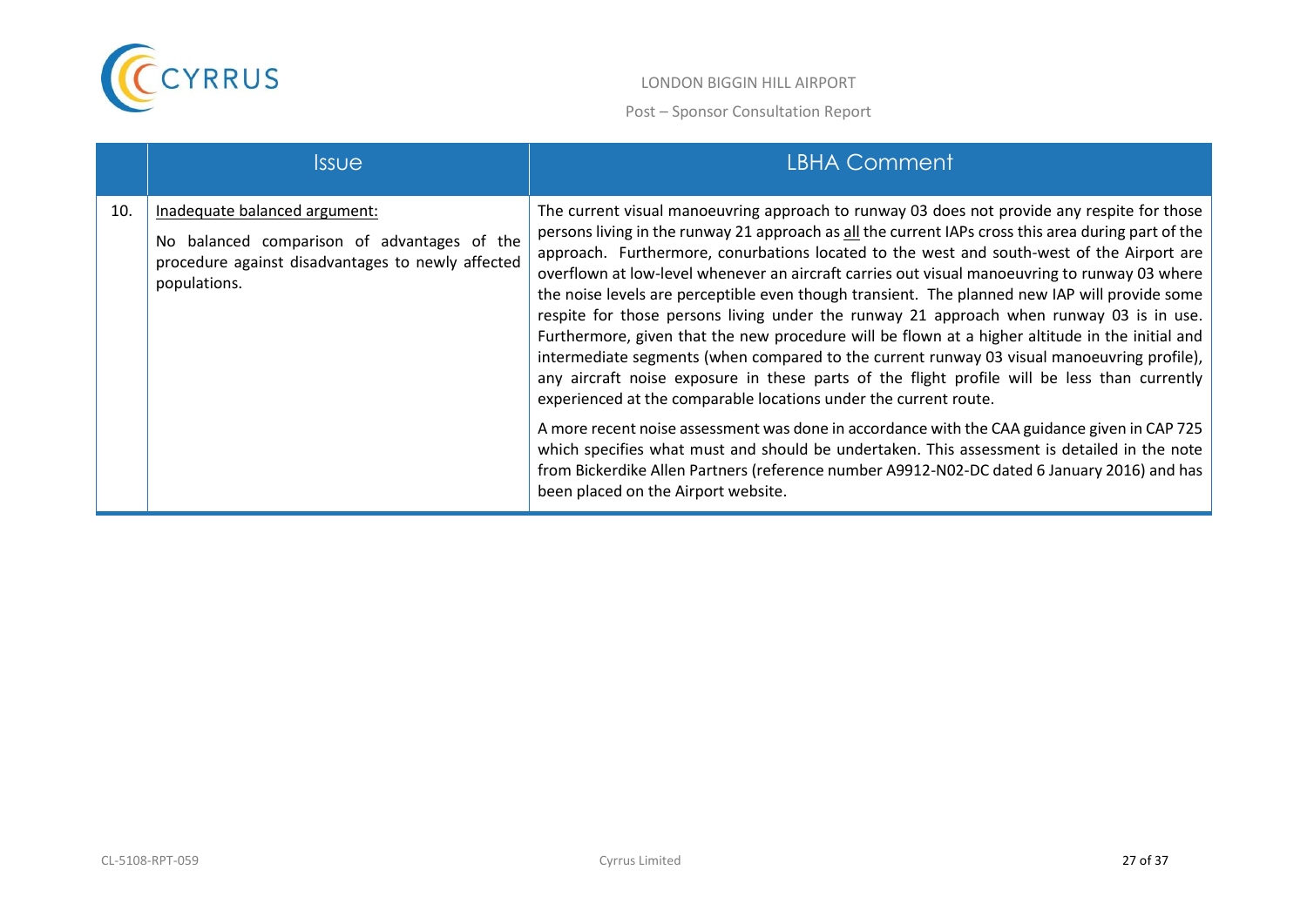| | Issue | LBHA Comment |
|---|---|---|
| 10. | Inadequate balanced argument:<br><br>No balanced comparison of advantages of the procedure against disadvantages to newly affected populations. | The current visual manoeuvring approach to runway 03 does not provide any respite for those persons living in the runway 21 approach as all the current IAPs cross this area during part of the approach. Furthermore, conurbations located to the west and south-west of the Airport are overflown at low-level whenever an aircraft carries out visual manoeuvring to runway 03 where the noise levels are perceptible even though transient. The planned new IAP will provide some respite for those persons living under the runway 21 approach when runway 03 is in use. Furthermore, given that the new procedure will be flown at a higher altitude in the initial and intermediate segments (when compared to the current runway 03 visual manoeuvring profile), any aircraft noise exposure in these parts of the flight profile will be less than currently experienced at the comparable locations under the current route.<br><br>A more recent noise assessment was done in accordance with the CAA guidance given in CAP 725 which specifies what must and should be undertaken. This assessment is detailed in the note from Bickerdike Allen Partners (reference number A9912-N02-DC dated 6 January 2016) and has been placed on the Airport website. |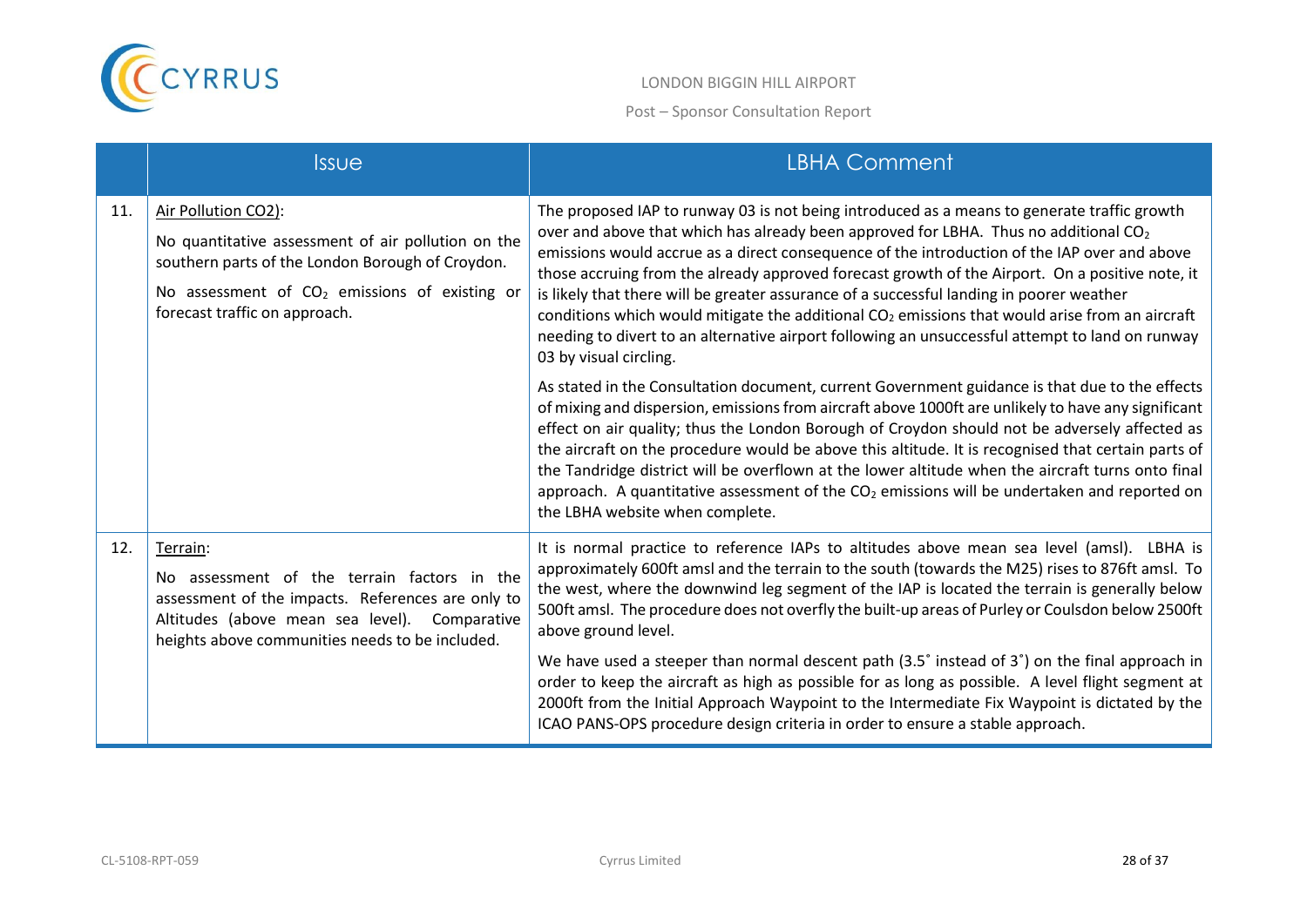| | Issue | LBHA Comment |
|---|---|---|
| 11. | Air Pollution CO2):<br><br>No quantitative assessment of air pollution on the southern parts of the London Borough of Croydon.<br><br>No assessment of $CO_2$ emissions of existing or forecast traffic on approach. | The proposed IAP to runway 03 is not being introduced as a means to generate traffic growth over and above that which has already been approved for LBHA. Thus no additional $CO_2$ emissions would accrue as a direct consequence of the introduction of the IAP over and above those accruing from the already approved forecast growth of the Airport. On a positive note, it is likely that there will be greater assurance of a successful landing in poorer weather conditions which would mitigate the additional $CO_2$ emissions that would arise from an aircraft needing to divert to an alternative airport following an unsuccessful attempt to land on runway 03 by visual circling.<br><br>As stated in the Consultation document, current Government guidance is that due to the effects of mixing and dispersion, emissions from aircraft above 1000ft are unlikely to have any significant effect on air quality; thus the London Borough of Croydon should not be adversely affected as the aircraft on the procedure would be above this altitude. It is recognised that certain parts of the Tandridge district will be overflown at the lower altitude when the aircraft turns onto final approach. A quantitative assessment of the $CO_2$ emissions will be undertaken and reported on the LBHA website when complete. |
| 12. | Terrain:<br><br>No assessment of the terrain factors in the assessment of the impacts. References are only to Altitudes (above mean sea level). Comparative heights above communities needs to be included. | It is normal practice to reference IAPs to altitudes above mean sea level (amsl). LBHA is approximately 600ft amsl and the terrain to the south (towards the M25) rises to 876ft amsl. To the west, where the downwind leg segment of the IAP is located the terrain is generally below 500ft amsl. The procedure does not overfly the built-up areas of Purley or Coulsdon below 2500ft above ground level.<br><br>We have used a steeper than normal descent path (3.5˚ instead of 3˚) on the final approach in order to keep the aircraft as high as possible for as long as possible. A level flight segment at 2000ft from the Initial Approach Waypoint to the Intermediate Fix Waypoint is dictated by the ICAO PANS-OPS procedure design criteria in order to ensure a stable approach. |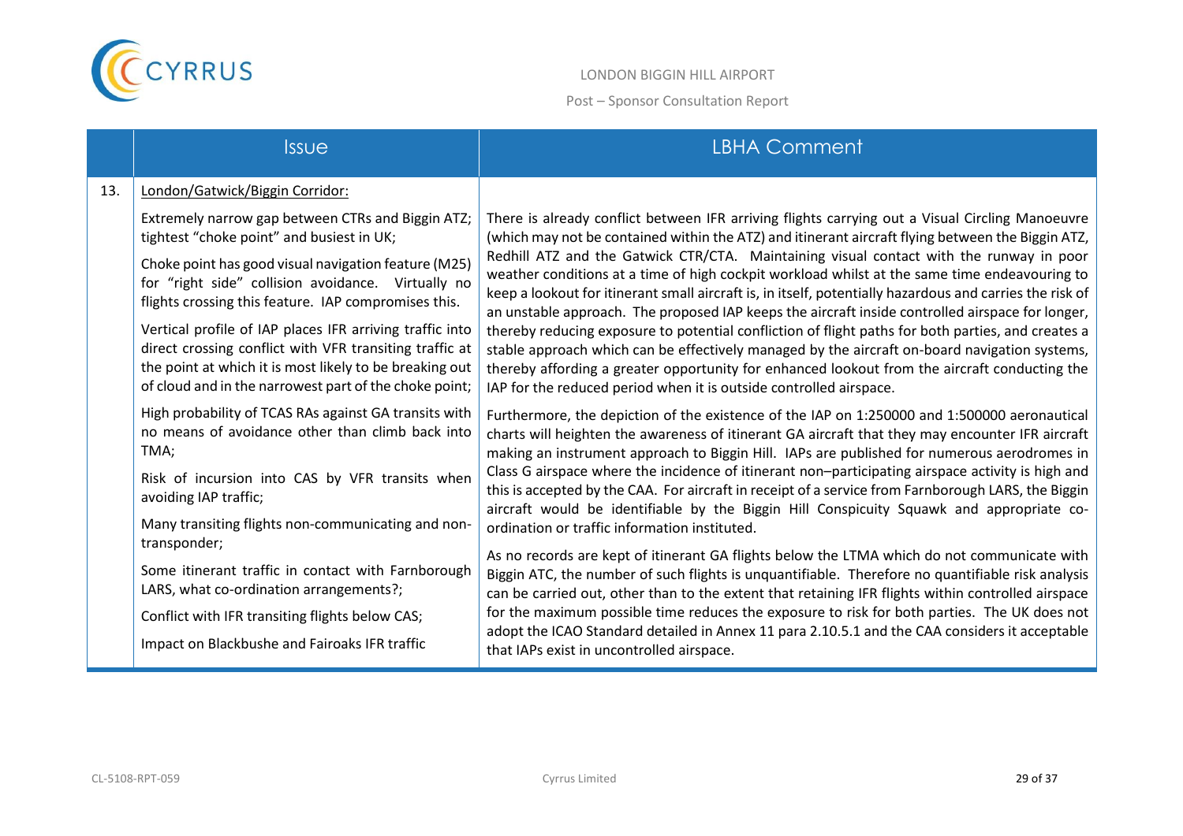| | Issue | LBHA Comment |
|---|---|---|
| 13. | London/Gatwick/Biggin Corridor:<br><br>Extremely narrow gap between CTRs and Biggin ATZ; tightest "choke point" and busiest in UK;<br><br>Choke point has good visual navigation feature (M25) for "right side" collision avoidance. Virtually no flights crossing this feature. IAP compromises this.<br><br>Vertical profile of IAP places IFR arriving traffic into direct crossing conflict with VFR transiting traffic at the point at which it is most likely to be breaking out of cloud and in the narrowest part of the choke point;<br><br>High probability of TCAS RAs against GA transits with no means of avoidance other than climb back into TMA;<br><br>Risk of incursion into CAS by VFR transits when avoiding IAP traffic;<br><br>Many transiting flights non-communicating and non-transponder;<br><br>Some itinerant traffic in contact with Farnborough LARS, what co-ordination arrangements?;<br><br>Conflict with IFR transiting flights below CAS;<br><br>Impact on Blackbushe and Fairoaks IFR traffic | There is already conflict between IFR arriving flights carrying out a Visual Circling Manoeuvre (which may not be contained within the ATZ) and itinerant aircraft flying between the Biggin ATZ, Redhill ATZ and the Gatwick CTR/CTA. Maintaining visual contact with the runway in poor weather conditions at a time of high cockpit workload whilst at the same time endeavouring to keep a lookout for itinerant small aircraft is, in itself, potentially hazardous and carries the risk of an unstable approach. The proposed IAP keeps the aircraft inside controlled airspace for longer, thereby reducing exposure to potential confliction of flight paths for both parties, and creates a stable approach which can be effectively managed by the aircraft on-board navigation systems, thereby affording a greater opportunity for enhanced lookout from the aircraft conducting the IAP for the reduced period when it is outside controlled airspace.<br><br>Furthermore, the depiction of the existence of the IAP on 1:250000 and 1:500000 aeronautical charts will heighten the awareness of itinerant GA aircraft that they may encounter IFR aircraft making an instrument approach to Biggin Hill. IAPs are published for numerous aerodromes in Class G airspace where the incidence of itinerant non–participating airspace activity is high and this is accepted by the CAA. For aircraft in receipt of a service from Farnborough LARS, the Biggin aircraft would be identifiable by the Biggin Hill Conspicuity Squawk and appropriate co-ordination or traffic information instituted.<br><br>As no records are kept of itinerant GA flights below the LTMA which do not communicate with Biggin ATC, the number of such flights is unquantifiable. Therefore no quantifiable risk analysis can be carried out, other than to the extent that retaining IFR flights within controlled airspace for the maximum possible time reduces the exposure to risk for both parties. The UK does not adopt the ICAO Standard detailed in Annex 11 para 2.10.5.1 and the CAA considers it acceptable that IAPs exist in uncontrolled airspace. |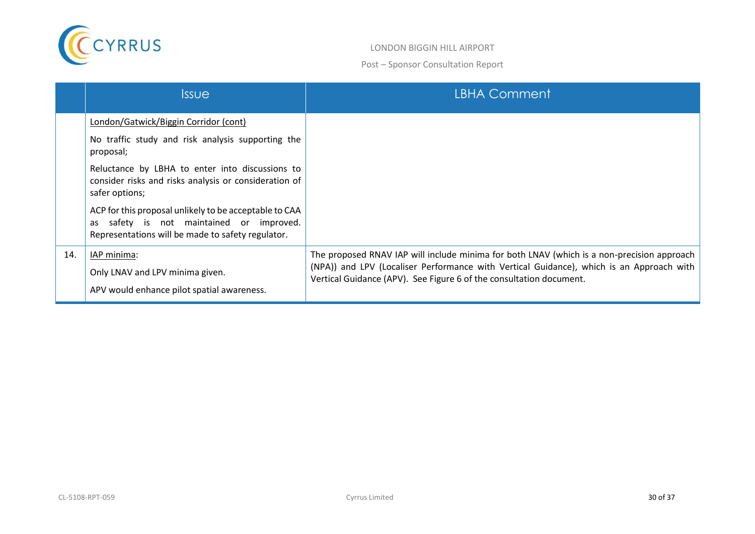| | Issue | LBHA Comment |
|---|---|---|
| | London/Gatwick/Biggin Corridor (cont)<br><br>No traffic study and risk analysis supporting the proposal;<br><br>Reluctance by LBHA to enter into discussions to consider risks and risks analysis or consideration of safer options;<br><br>ACP for this proposal unlikely to be acceptable to CAA as safety is not maintained or improved. Representations will be made to safety regulator. | |
| 14. | IAP minima:<br><br>Only LNAV and LPV minima given.<br><br>APV would enhance pilot spatial awareness. | The proposed RNAV IAP will include minima for both LNAV (which is a non-precision approach (NPA)) and LPV (Localiser Performance with Vertical Guidance), which is an Approach with Vertical Guidance (APV). See Figure 6 of the consultation document. |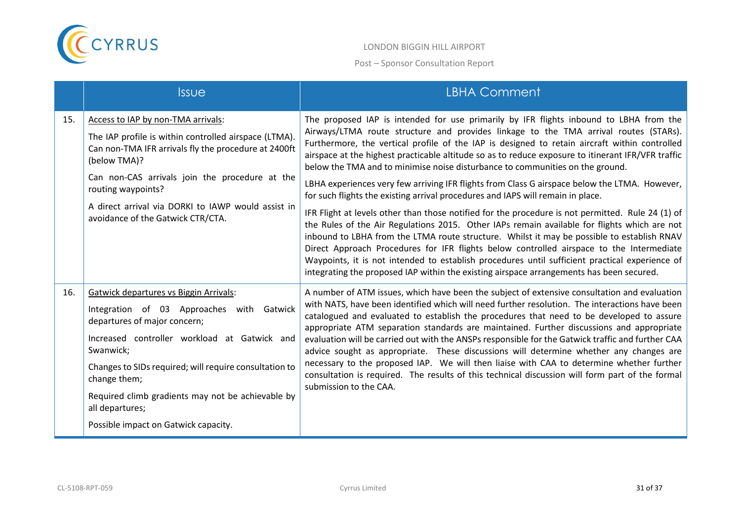| | Issue | LBHA Comment |
|---|---|---|
| 15. | Access to IAP by non-TMA arrivals:<br><br>The IAP profile is within controlled airspace (LTMA). Can non-TMA IFR arrivals fly the procedure at 2400ft (below TMA)?<br><br>Can non-CAS arrivals join the procedure at the routing waypoints?<br><br>A direct arrival via DORKI to IAWP would assist in avoidance of the Gatwick CTR/CTA. | The proposed IAP is intended for use primarily by IFR flights inbound to LBHA from the Airways/LTMA route structure and provides linkage to the TMA arrival routes (STARs). Furthermore, the vertical profile of the IAP is designed to retain aircraft within controlled airspace at the highest practicable altitude so as to reduce exposure to itinerant IFR/VFR traffic below the TMA and to minimise noise disturbance to communities on the ground.<br><br>LBHA experiences very few arriving IFR flights from Class G airspace below the LTMA. However, for such flights the existing arrival procedures and IAPS will remain in place.<br><br>IFR Flight at levels other than those notified for the procedure is not permitted. Rule 24 (1) of the Rules of the Air Regulations 2015. Other IAPs remain available for flights which are not inbound to LBHA from the LTMA route structure. Whilst it may be possible to establish RNAV Direct Approach Procedures for IFR flights below controlled airspace to the Intermediate Waypoints, it is not intended to establish procedures until sufficient practical experience of integrating the proposed IAP within the existing airspace arrangements has been secured. |
| 16. | Gatwick departures vs Biggin Arrivals:<br><br>Integration of 03 Approaches with Gatwick departures of major concern;<br><br>Increased controller workload at Gatwick and Swanwick;<br><br>Changes to SIDs required; will require consultation to change them;<br><br>Required climb gradients may not be achievable by all departures;<br><br>Possible impact on Gatwick capacity. | A number of ATM issues, which have been the subject of extensive consultation and evaluation with NATS, have been identified which will need further resolution. The interactions have been catalogued and evaluated to establish the procedures that need to be developed to assure appropriate ATM separation standards are maintained. Further discussions and appropriate evaluation will be carried out with the ANSPs responsible for the Gatwick traffic and further CAA advice sought as appropriate. These discussions will determine whether any changes are necessary to the proposed IAP. We will then liaise with CAA to determine whether further consultation is required. The results of this technical discussion will form part of the formal submission to the CAA. |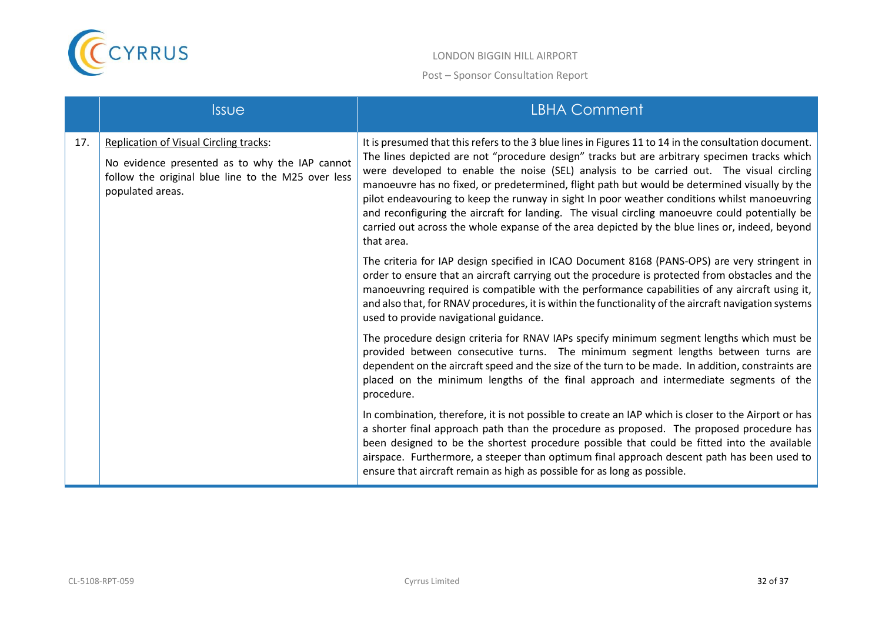|  | Issue | LBHA Comment |
|---|---|---|
| 17. | Replication of Visual Circling tracks:<br><br>No evidence presented as to why the IAP cannot follow the original blue line to the M25 over less populated areas. | It is presumed that this refers to the 3 blue lines in Figures 11 to 14 in the consultation document. The lines depicted are not "procedure design" tracks but are arbitrary specimen tracks which were developed to enable the noise (SEL) analysis to be carried out. The visual circling manoeuvre has no fixed, or predetermined, flight path but would be determined visually by the pilot endeavouring to keep the runway in sight In poor weather conditions whilst manoeuvring and reconfiguring the aircraft for landing. The visual circling manoeuvre could potentially be carried out across the whole expanse of the area depicted by the blue lines or, indeed, beyond that area.<br><br>The criteria for IAP design specified in ICAO Document 8168 (PANS-OPS) are very stringent in order to ensure that an aircraft carrying out the procedure is protected from obstacles and the manoeuvring required is compatible with the performance capabilities of any aircraft using it, and also that, for RNAV procedures, it is within the functionality of the aircraft navigation systems used to provide navigational guidance.<br><br>The procedure design criteria for RNAV IAPs specify minimum segment lengths which must be provided between consecutive turns. The minimum segment lengths between turns are dependent on the aircraft speed and the size of the turn to be made. In addition, constraints are placed on the minimum lengths of the final approach and intermediate segments of the procedure.<br><br>In combination, therefore, it is not possible to create an IAP which is closer to the Airport or has a shorter final approach path than the procedure as proposed. The proposed procedure has been designed to be the shortest procedure possible that could be fitted into the available airspace. Furthermore, a steeper than optimum final approach descent path has been used to ensure that aircraft remain as high as possible for as long as possible. |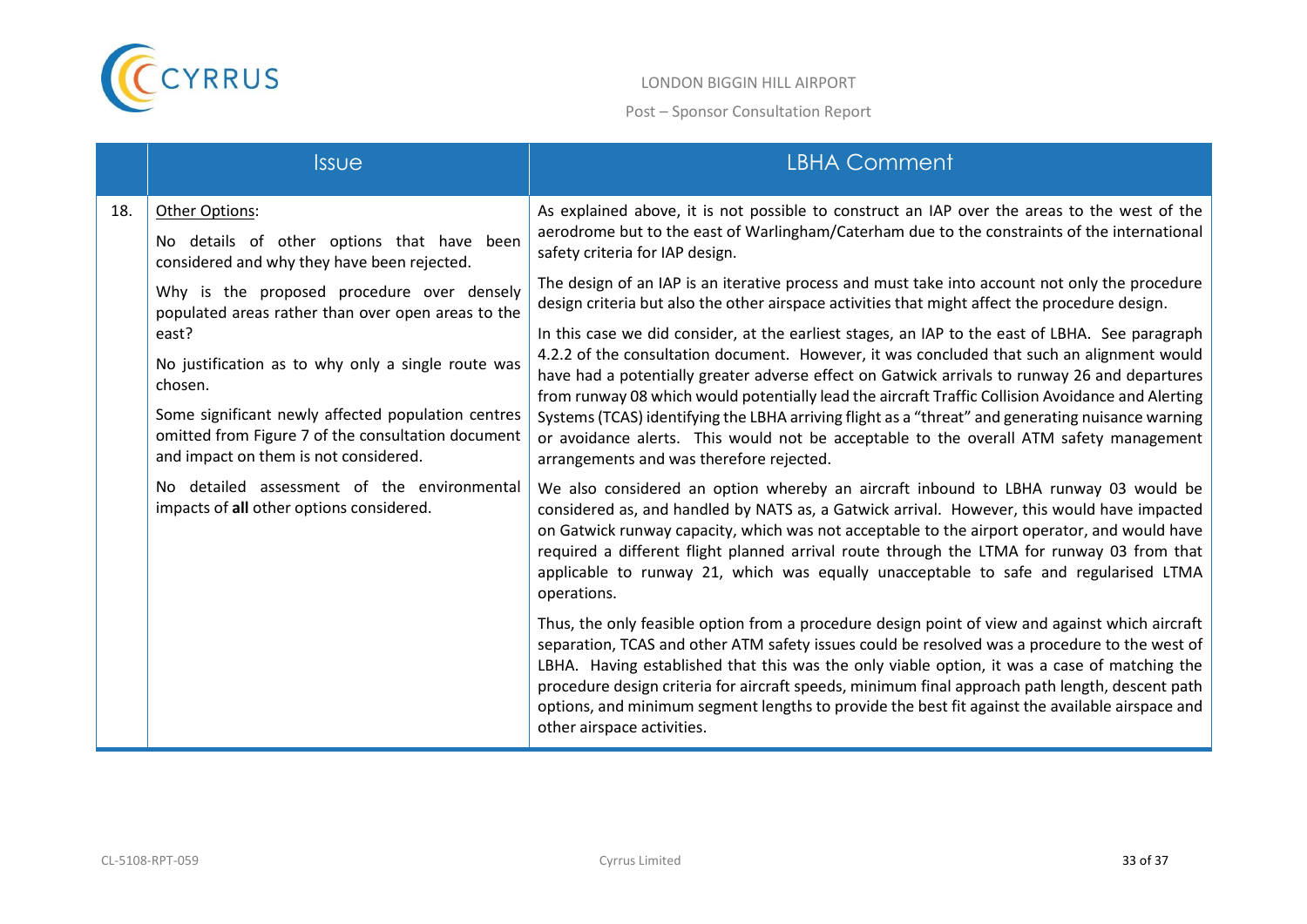| | Issue | LBHA Comment |
|---|---|---|
| 18. | Other Options:<br><br>No details of other options that have been considered and why they have been rejected.<br><br>Why is the proposed procedure over densely populated areas rather than over open areas to the east?<br><br>No justification as to why only a single route was chosen.<br><br>Some significant newly affected population centres omitted from Figure 7 of the consultation document and impact on them is not considered.<br><br>No detailed assessment of the environmental impacts of **all** other options considered. | As explained above, it is not possible to construct an IAP over the areas to the west of the aerodrome but to the east of Warlingham/Caterham due to the constraints of the international safety criteria for IAP design.<br><br>The design of an IAP is an iterative process and must take into account not only the procedure design criteria but also the other airspace activities that might affect the procedure design.<br><br>In this case we did consider, at the earliest stages, an IAP to the east of LBHA. See paragraph 4.2.2 of the consultation document. However, it was concluded that such an alignment would have had a potentially greater adverse effect on Gatwick arrivals to runway 26 and departures from runway 08 which would potentially lead the aircraft Traffic Collision Avoidance and Alerting Systems (TCAS) identifying the LBHA arriving flight as a "threat" and generating nuisance warning or avoidance alerts. This would not be acceptable to the overall ATM safety management arrangements and was therefore rejected.<br><br>We also considered an option whereby an aircraft inbound to LBHA runway 03 would be considered as, and handled by NATS as, a Gatwick arrival. However, this would have impacted on Gatwick runway capacity, which was not acceptable to the airport operator, and would have required a different flight planned arrival route through the LTMA for runway 03 from that applicable to runway 21, which was equally unacceptable to safe and regularised LTMA operations.<br><br>Thus, the only feasible option from a procedure design point of view and against which aircraft separation, TCAS and other ATM safety issues could be resolved was a procedure to the west of LBHA. Having established that this was the only viable option, it was a case of matching the procedure design criteria for aircraft speeds, minimum final approach path length, descent path options, and minimum segment lengths to provide the best fit against the available airspace and other airspace activities. |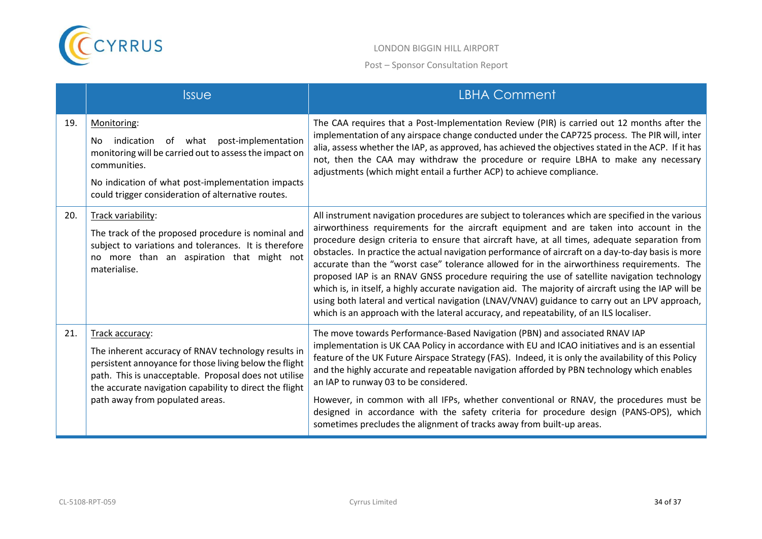|  | Issue | LBHA Comment |
|---|---|---|
| 19. | Monitoring:<br><br>No indication of what post-implementation monitoring will be carried out to assess the impact on communities.<br><br>No indication of what post-implementation impacts could trigger consideration of alternative routes. | The CAA requires that a Post-Implementation Review (PIR) is carried out 12 months after the implementation of any airspace change conducted under the CAP725 process. The PIR will, inter alia, assess whether the IAP, as approved, has achieved the objectives stated in the ACP. If it has not, then the CAA may withdraw the procedure or require LBHA to make any necessary adjustments (which might entail a further ACP) to achieve compliance. |
| 20. | Track variability:<br><br>The track of the proposed procedure is nominal and subject to variations and tolerances. It is therefore no more than an aspiration that might not materialise. | All instrument navigation procedures are subject to tolerances which are specified in the various airworthiness requirements for the aircraft equipment and are taken into account in the procedure design criteria to ensure that aircraft have, at all times, adequate separation from obstacles. In practice the actual navigation performance of aircraft on a day-to-day basis is more accurate than the "worst case" tolerance allowed for in the airworthiness requirements. The proposed IAP is an RNAV GNSS procedure requiring the use of satellite navigation technology which is, in itself, a highly accurate navigation aid. The majority of aircraft using the IAP will be using both lateral and vertical navigation (LNAV/VNAV) guidance to carry out an LPV approach, which is an approach with the lateral accuracy, and repeatability, of an ILS localiser. |
| 21. | Track accuracy:<br><br>The inherent accuracy of RNAV technology results in persistent annoyance for those living below the flight path. This is unacceptable. Proposal does not utilise the accurate navigation capability to direct the flight path away from populated areas. | The move towards Performance-Based Navigation (PBN) and associated RNAV IAP implementation is UK CAA Policy in accordance with EU and ICAO initiatives and is an essential feature of the UK Future Airspace Strategy (FAS). Indeed, it is only the availability of this Policy and the highly accurate and repeatable navigation afforded by PBN technology which enables an IAP to runway 03 to be considered.<br><br>However, in common with all IFPs, whether conventional or RNAV, the procedures must be designed in accordance with the safety criteria for procedure design (PANS-OPS), which sometimes precludes the alignment of tracks away from built-up areas. |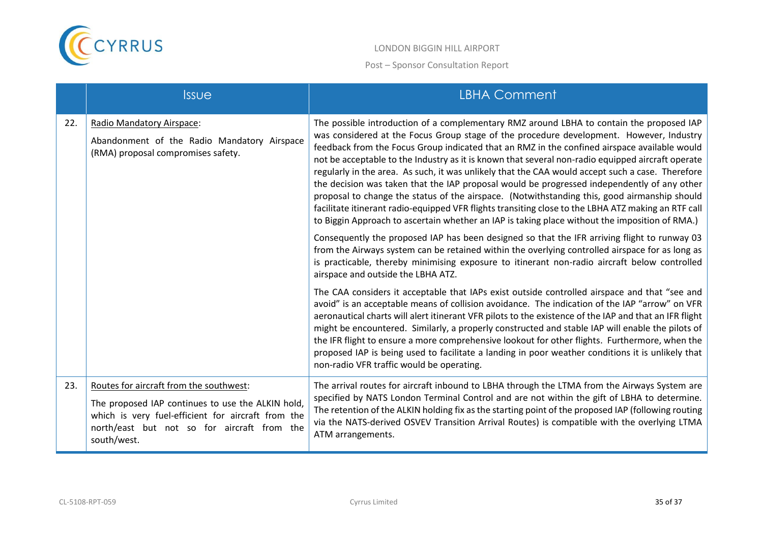|  | Issue | LBHA Comment |
|---|---|---|
| 22. | Radio Mandatory Airspace:<br><br>Abandonment of the Radio Mandatory Airspace (RMA) proposal compromises safety. | The possible introduction of a complementary RMZ around LBHA to contain the proposed IAP was considered at the Focus Group stage of the procedure development. However, Industry feedback from the Focus Group indicated that an RMZ in the confined airspace available would not be acceptable to the Industry as it is known that several non-radio equipped aircraft operate regularly in the area. As such, it was unlikely that the CAA would accept such a case. Therefore the decision was taken that the IAP proposal would be progressed independently of any other proposal to change the status of the airspace. (Notwithstanding this, good airmanship should facilitate itinerant radio-equipped VFR flights transiting close to the LBHA ATZ making an RTF call to Biggin Approach to ascertain whether an IAP is taking place without the imposition of RMA.)<br><br>Consequently the proposed IAP has been designed so that the IFR arriving flight to runway 03 from the Airways system can be retained within the overlying controlled airspace for as long as is practicable, thereby minimising exposure to itinerant non-radio aircraft below controlled airspace and outside the LBHA ATZ.<br><br>The CAA considers it acceptable that IAPs exist outside controlled airspace and that "see and avoid" is an acceptable means of collision avoidance. The indication of the IAP "arrow" on VFR aeronautical charts will alert itinerant VFR pilots to the existence of the IAP and that an IFR flight might be encountered. Similarly, a properly constructed and stable IAP will enable the pilots of the IFR flight to ensure a more comprehensive lookout for other flights. Furthermore, when the proposed IAP is being used to facilitate a landing in poor weather conditions it is unlikely that non-radio VFR traffic would be operating. |
| 23. | Routes for aircraft from the southwest:<br><br>The proposed IAP continues to use the ALKIN hold, which is very fuel-efficient for aircraft from the north/east but not so for aircraft from the south/west. | The arrival routes for aircraft inbound to LBHA through the LTMA from the Airways System are specified by NATS London Terminal Control and are not within the gift of LBHA to determine. The retention of the ALKIN holding fix as the starting point of the proposed IAP (following routing via the NATS-derived OSVEV Transition Arrival Routes) is compatible with the overlying LTMA ATM arrangements. |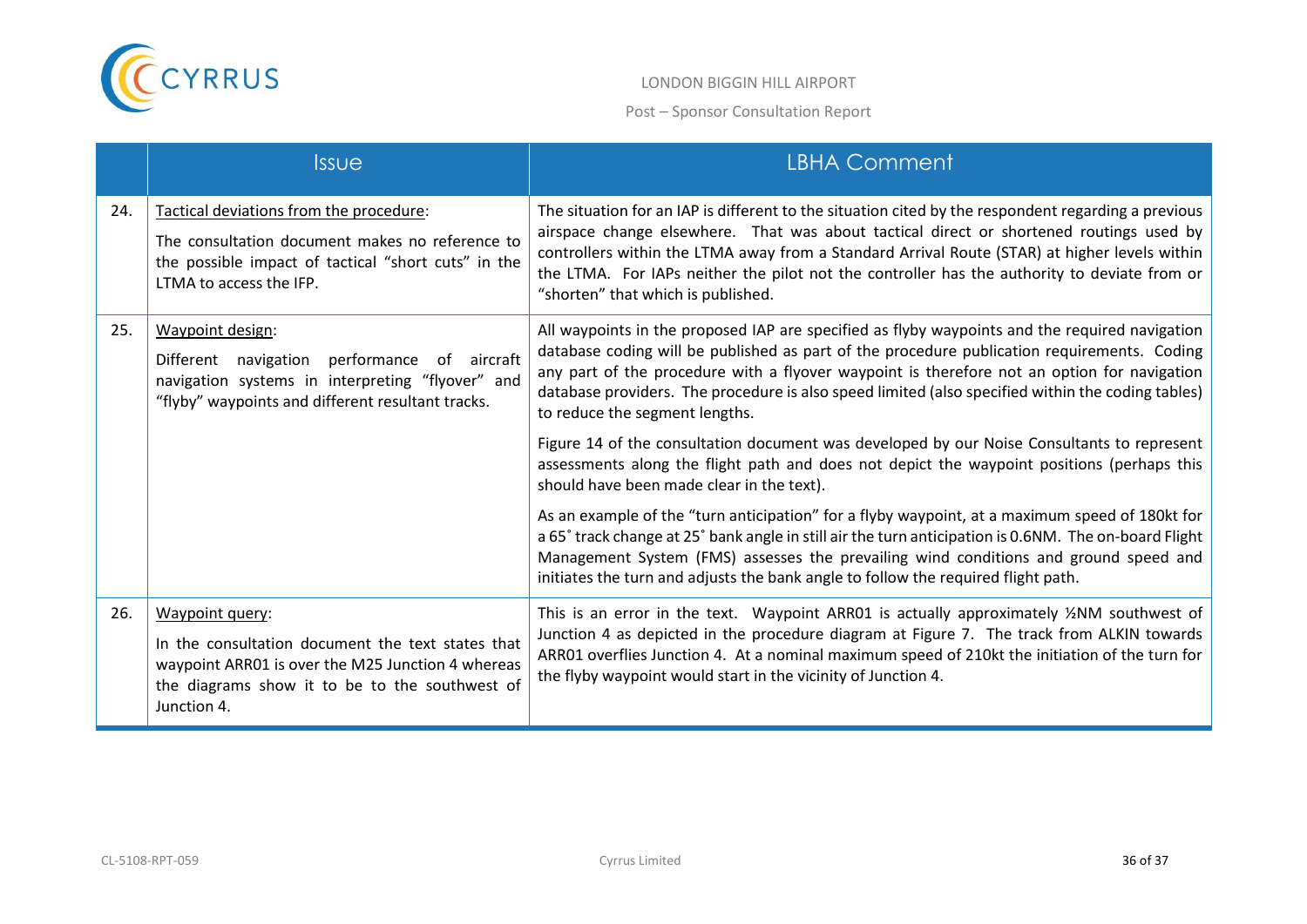| | Issue | LBHA Comment |
|---|---|---|
| 24. | Tactical deviations from the procedure:<br>The consultation document makes no reference to the possible impact of tactical "short cuts" in the LTMA to access the IFP. | The situation for an IAP is different to the situation cited by the respondent regarding a previous airspace change elsewhere. That was about tactical direct or shortened routings used by controllers within the LTMA away from a Standard Arrival Route (STAR) at higher levels within the LTMA. For IAPs neither the pilot not the controller has the authority to deviate from or "shorten" that which is published. |
| 25. | Waypoint design:<br>Different navigation performance of aircraft navigation systems in interpreting "flyover" and "flyby" waypoints and different resultant tracks. | All waypoints in the proposed IAP are specified as flyby waypoints and the required navigation database coding will be published as part of the procedure publication requirements. Coding any part of the procedure with a flyover waypoint is therefore not an option for navigation database providers. The procedure is also speed limited (also specified within the coding tables) to reduce the segment lengths.<br><br>Figure 14 of the consultation document was developed by our Noise Consultants to represent assessments along the flight path and does not depict the waypoint positions (perhaps this should have been made clear in the text).<br><br>As an example of the "turn anticipation" for a flyby waypoint, at a maximum speed of 180kt for a 65˚ track change at 25˚ bank angle in still air the turn anticipation is 0.6NM. The on-board Flight Management System (FMS) assesses the prevailing wind conditions and ground speed and initiates the turn and adjusts the bank angle to follow the required flight path. |
| 26. | Waypoint query:<br>In the consultation document the text states that waypoint ARR01 is over the M25 Junction 4 whereas the diagrams show it to be to the southwest of Junction 4. | This is an error in the text. Waypoint ARR01 is actually approximately ½NM southwest of Junction 4 as depicted in the procedure diagram at Figure 7. The track from ALKIN towards ARR01 overflies Junction 4. At a nominal maximum speed of 210kt the initiation of the turn for the flyby waypoint would start in the vicinity of Junction 4. |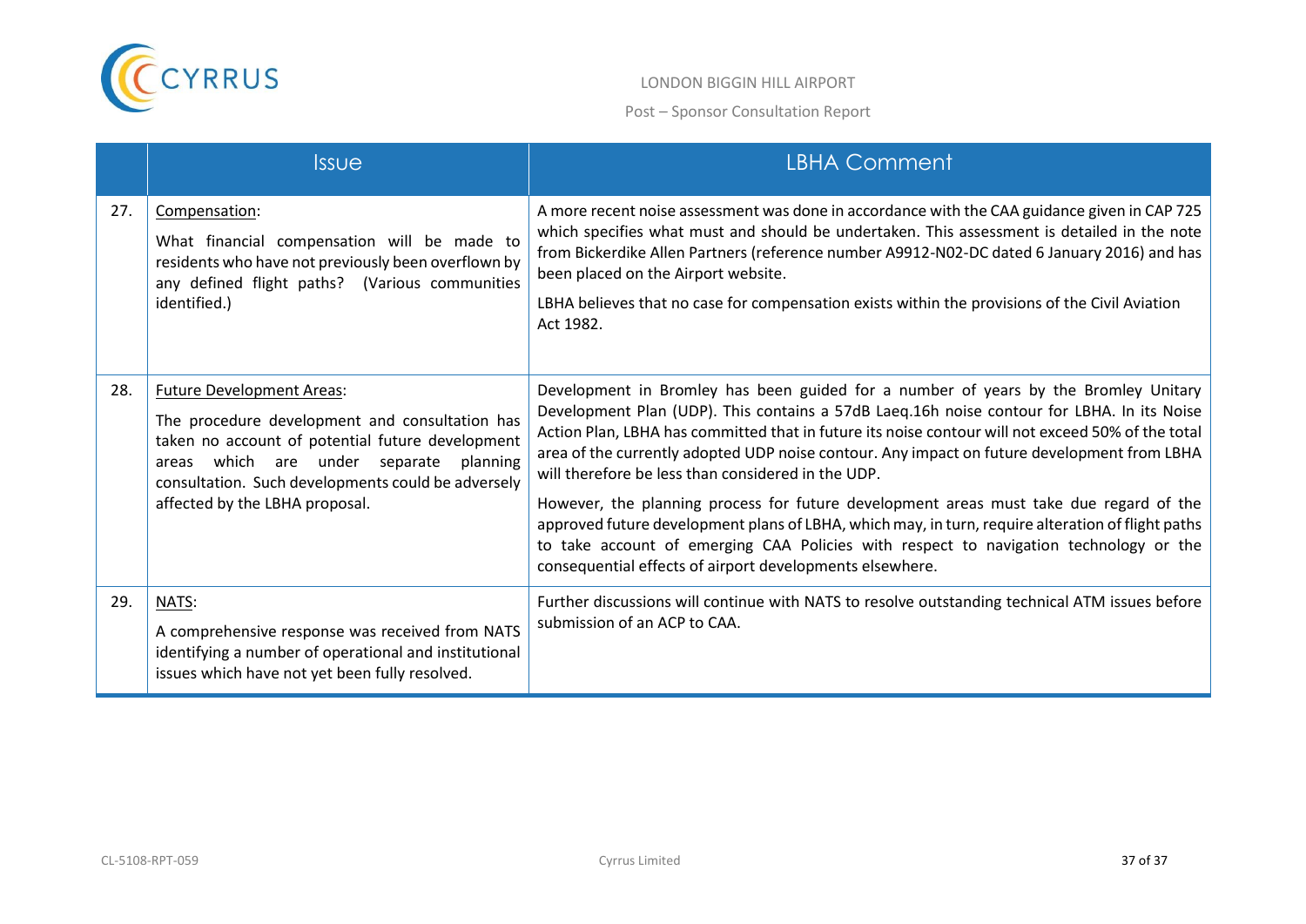| | Issue | LBHA Comment |
|---|---|---|
| 27. | Compensation:<br>What financial compensation will be made to residents who have not previously been overflown by any defined flight paths? (Various communities identified.) | A more recent noise assessment was done in accordance with the CAA guidance given in CAP 725 which specifies what must and should be undertaken. This assessment is detailed in the note from Bickerdike Allen Partners (reference number A9912-N02-DC dated 6 January 2016) and has been placed on the Airport website.<br>LBHA believes that no case for compensation exists within the provisions of the Civil Aviation Act 1982. |
| 28. | Future Development Areas:<br>The procedure development and consultation has taken no account of potential future development areas which are under separate planning consultation. Such developments could be adversely affected by the LBHA proposal. | Development in Bromley has been guided for a number of years by the Bromley Unitary Development Plan (UDP). This contains a 57dB Laeq.16h noise contour for LBHA. In its Noise Action Plan, LBHA has committed that in future its noise contour will not exceed 50% of the total area of the currently adopted UDP noise contour. Any impact on future development from LBHA will therefore be less than considered in the UDP.<br>However, the planning process for future development areas must take due regard of the approved future development plans of LBHA, which may, in turn, require alteration of flight paths to take account of emerging CAA Policies with respect to navigation technology or the consequential effects of airport developments elsewhere. |
| 29. | NATS:<br>A comprehensive response was received from NATS identifying a number of operational and institutional issues which have not yet been fully resolved. | Further discussions will continue with NATS to resolve outstanding technical ATM issues before submission of an ACP to CAA. |